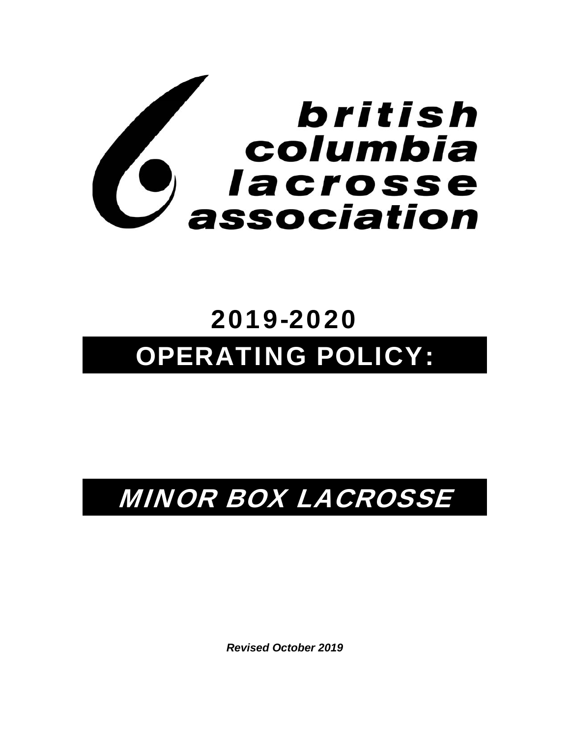british
columbia
lacrosse
association

# 2019-2020

# OPERATING POLICY:

# *MINOR BOX LACROSSE*

***Revised October 2019***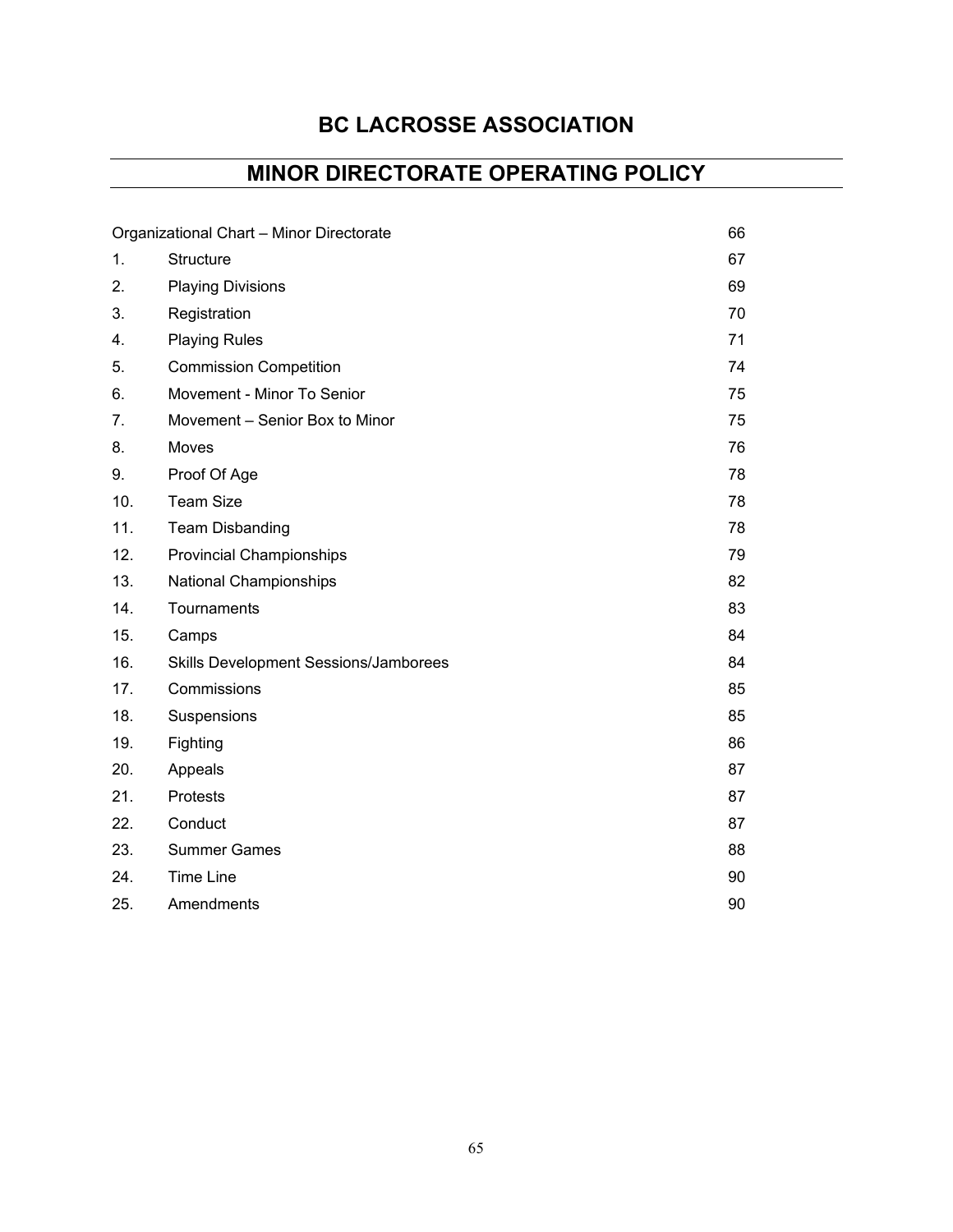# BC LACROSSE ASSOCIATION

## MINOR DIRECTORATE OPERATING POLICY

| | | |
|---|---|---|
| Organizational Chart – Minor Directorate | | 66 |
| 1. | Structure | 67 |
| 2. | Playing Divisions | 69 |
| 3. | Registration | 70 |
| 4. | Playing Rules | 71 |
| 5. | Commission Competition | 74 |
| 6. | Movement - Minor To Senior | 75 |
| 7. | Movement – Senior Box to Minor | 75 |
| 8. | Moves | 76 |
| 9. | Proof Of Age | 78 |
| 10. | Team Size | 78 |
| 11. | Team Disbanding | 78 |
| 12. | Provincial Championships | 79 |
| 13. | National Championships | 82 |
| 14. | Tournaments | 83 |
| 15. | Camps | 84 |
| 16. | Skills Development Sessions/Jamborees | 84 |
| 17. | Commissions | 85 |
| 18. | Suspensions | 85 |
| 19. | Fighting | 86 |
| 20. | Appeals | 87 |
| 21. | Protests | 87 |
| 22. | Conduct | 87 |
| 23. | Summer Games | 88 |
| 24. | Time Line | 90 |
| 25. | Amendments | 90 |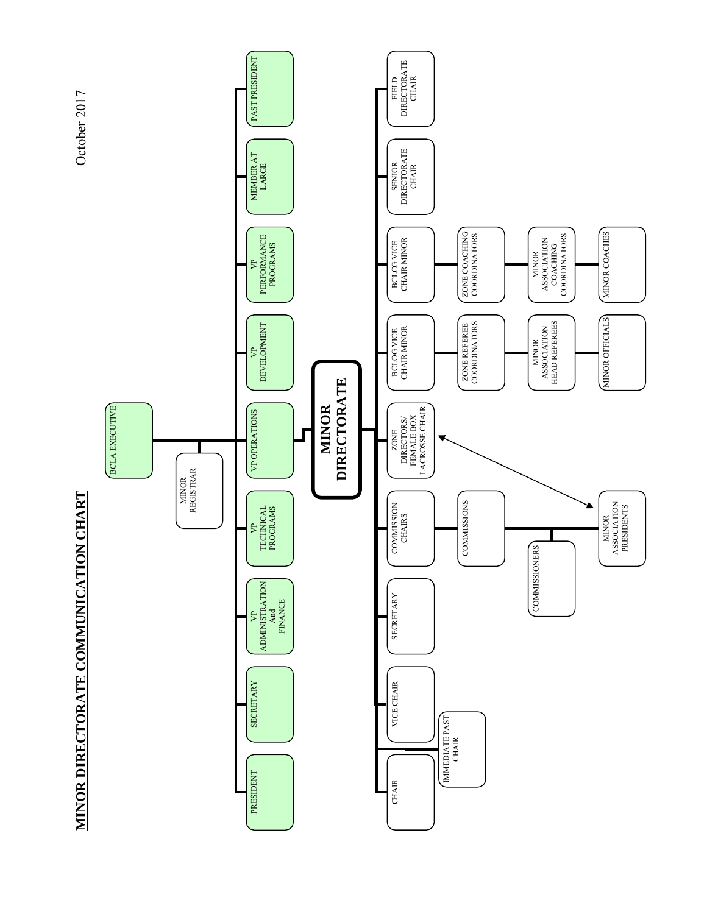# MINOR DIRECTORATE COMMUNICATION CHART

October 2017

BCLA EXECUTIVE

MINOR REGISTRAR

PRESIDENT

SECRETARY

VP ADMINISTRATION And FINANCE

VP TECHNICAL PROGRAMS

VP OPERATIONS

VP DEVELOPMENT

VP PERFORMANCE PROGRAMS

MEMBER AT LARGE

PAST PRESIDENT

**MINOR DIRECTORATE**

CHAIR

IMMEDIATE PAST CHAIR

VICE CHAIR

SECRETARY

COMMISSION CHAIRS

COMMISSIONS

COMMISSIONERS

MINOR ASSOCIATION PRESIDENTS

ZONE DIRECTORS/ FEMALE BOX LACROSSE CHAIR

BCLOG VICE CHAIR MINOR

ZONE REFEREE COORDINATORS

MINOR ASSOCIATION HEAD REFEREES

MINOR OFFICIALS

BCLCG VICE CHAIR MINOR

ZONE COACHING COORDINATORS

MINOR ASSOCIATION COACHING COORDINATORS

MINOR COACHES

SENIOR DIRECTORATE CHAIR

FIELD DIRECTORATE CHAIR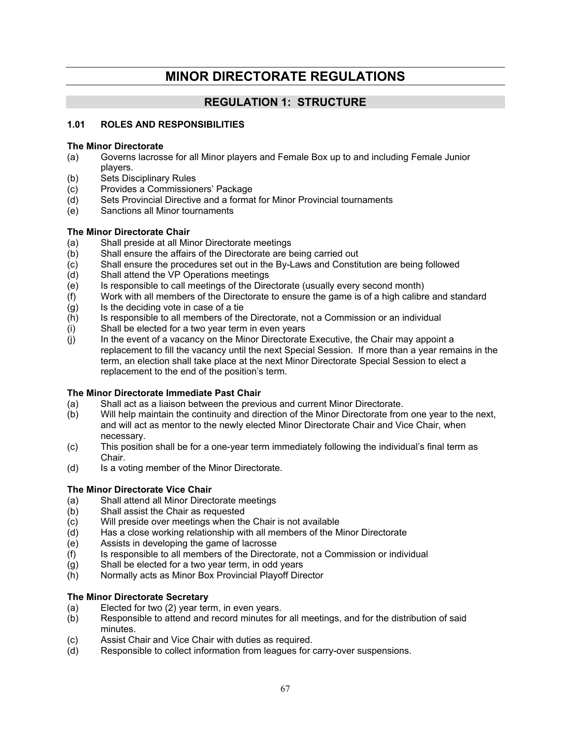# MINOR DIRECTORATE REGULATIONS

## REGULATION 1: STRUCTURE

### 1.01 ROLES AND RESPONSIBILITIES

**The Minor Directorate**

(a) Governs lacrosse for all Minor players and Female Box up to and including Female Junior players.
(b) Sets Disciplinary Rules
(c) Provides a Commissioners' Package
(d) Sets Provincial Directive and a format for Minor Provincial tournaments
(e) Sanctions all Minor tournaments

**The Minor Directorate Chair**

(a) Shall preside at all Minor Directorate meetings
(b) Shall ensure the affairs of the Directorate are being carried out
(c) Shall ensure the procedures set out in the By-Laws and Constitution are being followed
(d) Shall attend the VP Operations meetings
(e) Is responsible to call meetings of the Directorate (usually every second month)
(f) Work with all members of the Directorate to ensure the game is of a high calibre and standard
(g) Is the deciding vote in case of a tie
(h) Is responsible to all members of the Directorate, not a Commission or an individual
(i) Shall be elected for a two year term in even years
(j) In the event of a vacancy on the Minor Directorate Executive, the Chair may appoint a replacement to fill the vacancy until the next Special Session. If more than a year remains in the term, an election shall take place at the next Minor Directorate Special Session to elect a replacement to the end of the position's term.

**The Minor Directorate Immediate Past Chair**

(a) Shall act as a liaison between the previous and current Minor Directorate.
(b) Will help maintain the continuity and direction of the Minor Directorate from one year to the next, and will act as mentor to the newly elected Minor Directorate Chair and Vice Chair, when necessary.
(c) This position shall be for a one-year term immediately following the individual's final term as Chair.
(d) Is a voting member of the Minor Directorate.

**The Minor Directorate Vice Chair**

(a) Shall attend all Minor Directorate meetings
(b) Shall assist the Chair as requested
(c) Will preside over meetings when the Chair is not available
(d) Has a close working relationship with all members of the Minor Directorate
(e) Assists in developing the game of lacrosse
(f) Is responsible to all members of the Directorate, not a Commission or individual
(g) Shall be elected for a two year term, in odd years
(h) Normally acts as Minor Box Provincial Playoff Director

**The Minor Directorate Secretary**

(a) Elected for two (2) year term, in even years.
(b) Responsible to attend and record minutes for all meetings, and for the distribution of said minutes.
(c) Assist Chair and Vice Chair with duties as required.
(d) Responsible to collect information from leagues for carry-over suspensions.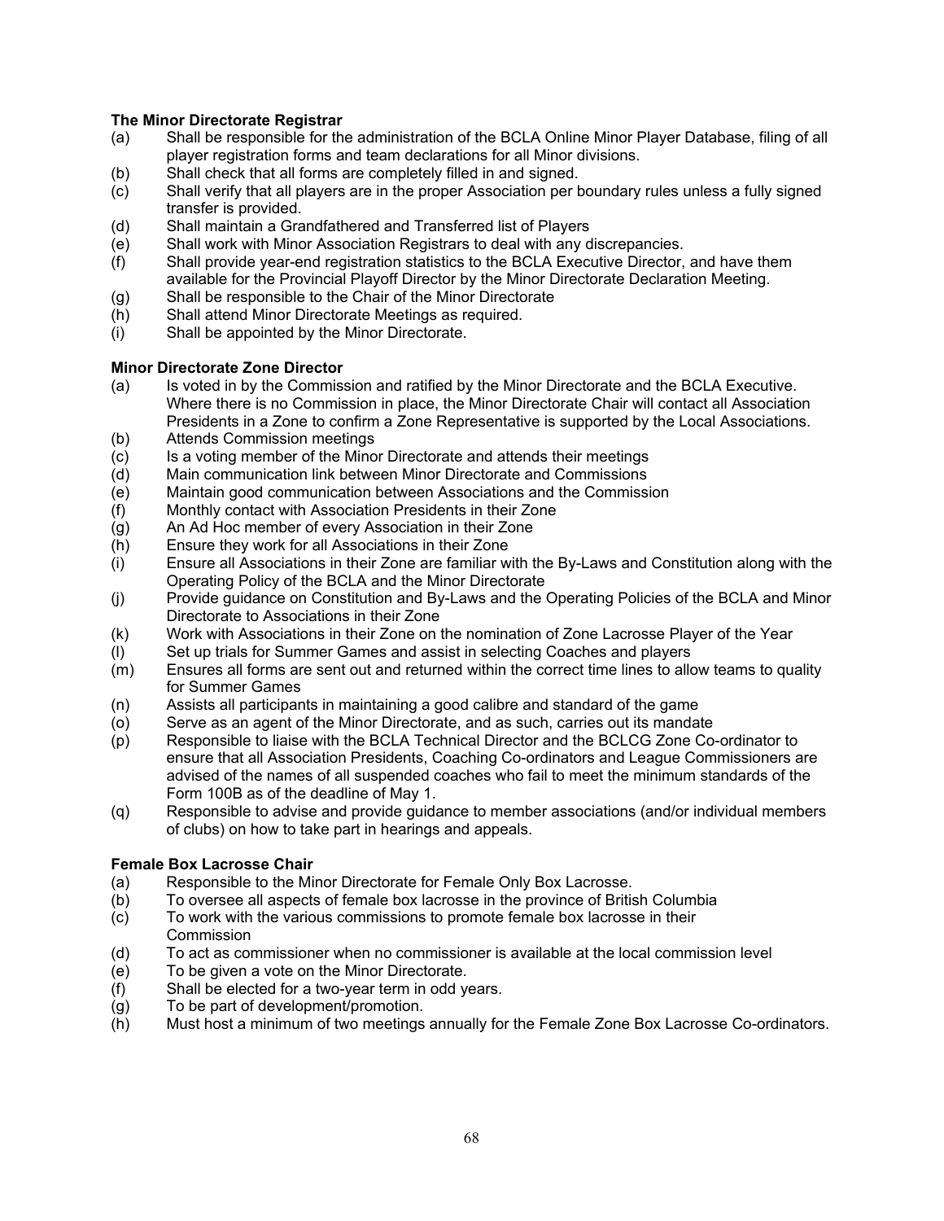**The Minor Directorate Registrar**

(a) Shall be responsible for the administration of the BCLA Online Minor Player Database, filing of all player registration forms and team declarations for all Minor divisions.
(b) Shall check that all forms are completely filled in and signed.
(c) Shall verify that all players are in the proper Association per boundary rules unless a fully signed transfer is provided.
(d) Shall maintain a Grandfathered and Transferred list of Players
(e) Shall work with Minor Association Registrars to deal with any discrepancies.
(f) Shall provide year-end registration statistics to the BCLA Executive Director, and have them available for the Provincial Playoff Director by the Minor Directorate Declaration Meeting.
(g) Shall be responsible to the Chair of the Minor Directorate
(h) Shall attend Minor Directorate Meetings as required.
(i) Shall be appointed by the Minor Directorate.

**Minor Directorate Zone Director**

(a) Is voted in by the Commission and ratified by the Minor Directorate and the BCLA Executive. Where there is no Commission in place, the Minor Directorate Chair will contact all Association Presidents in a Zone to confirm a Zone Representative is supported by the Local Associations.
(b) Attends Commission meetings
(c) Is a voting member of the Minor Directorate and attends their meetings
(d) Main communication link between Minor Directorate and Commissions
(e) Maintain good communication between Associations and the Commission
(f) Monthly contact with Association Presidents in their Zone
(g) An Ad Hoc member of every Association in their Zone
(h) Ensure they work for all Associations in their Zone
(i) Ensure all Associations in their Zone are familiar with the By-Laws and Constitution along with the Operating Policy of the BCLA and the Minor Directorate
(j) Provide guidance on Constitution and By-Laws and the Operating Policies of the BCLA and Minor Directorate to Associations in their Zone
(k) Work with Associations in their Zone on the nomination of Zone Lacrosse Player of the Year
(l) Set up trials for Summer Games and assist in selecting Coaches and players
(m) Ensures all forms are sent out and returned within the correct time lines to allow teams to quality for Summer Games
(n) Assists all participants in maintaining a good calibre and standard of the game
(o) Serve as an agent of the Minor Directorate, and as such, carries out its mandate
(p) Responsible to liaise with the BCLA Technical Director and the BCLCG Zone Co-ordinator to ensure that all Association Presidents, Coaching Co-ordinators and League Commissioners are advised of the names of all suspended coaches who fail to meet the minimum standards of the Form 100B as of the deadline of May 1.
(q) Responsible to advise and provide guidance to member associations (and/or individual members of clubs) on how to take part in hearings and appeals.

**Female Box Lacrosse Chair**

(a) Responsible to the Minor Directorate for Female Only Box Lacrosse.
(b) To oversee all aspects of female box lacrosse in the province of British Columbia
(c) To work with the various commissions to promote female box lacrosse in their Commission
(d) To act as commissioner when no commissioner is available at the local commission level
(e) To be given a vote on the Minor Directorate.
(f) Shall be elected for a two-year term in odd years.
(g) To be part of development/promotion.
(h) Must host a minimum of two meetings annually for the Female Zone Box Lacrosse Co-ordinators.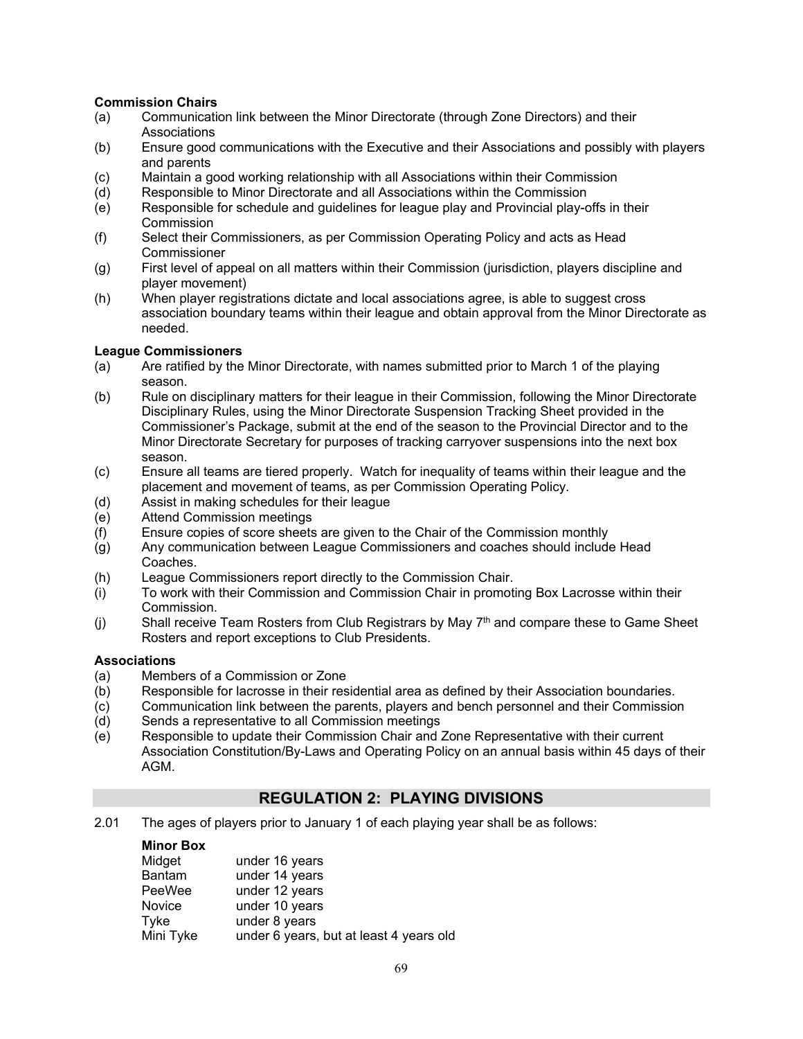**Commission Chairs**

(a) Communication link between the Minor Directorate (through Zone Directors) and their Associations

(b) Ensure good communications with the Executive and their Associations and possibly with players and parents

(c) Maintain a good working relationship with all Associations within their Commission

(d) Responsible to Minor Directorate and all Associations within the Commission

(e) Responsible for schedule and guidelines for league play and Provincial play-offs in their Commission

(f) Select their Commissioners, as per Commission Operating Policy and acts as Head Commissioner

(g) First level of appeal on all matters within their Commission (jurisdiction, players discipline and player movement)

(h) When player registrations dictate and local associations agree, is able to suggest cross association boundary teams within their league and obtain approval from the Minor Directorate as needed.

**League Commissioners**

(a) Are ratified by the Minor Directorate, with names submitted prior to March 1 of the playing season.

(b) Rule on disciplinary matters for their league in their Commission, following the Minor Directorate Disciplinary Rules, using the Minor Directorate Suspension Tracking Sheet provided in the Commissioner's Package, submit at the end of the season to the Provincial Director and to the Minor Directorate Secretary for purposes of tracking carryover suspensions into the next box season.

(c) Ensure all teams are tiered properly. Watch for inequality of teams within their league and the placement and movement of teams, as per Commission Operating Policy.

(d) Assist in making schedules for their league

(e) Attend Commission meetings

(f) Ensure copies of score sheets are given to the Chair of the Commission monthly

(g) Any communication between League Commissioners and coaches should include Head Coaches.

(h) League Commissioners report directly to the Commission Chair.

(i) To work with their Commission and Commission Chair in promoting Box Lacrosse within their Commission.

(j) Shall receive Team Rosters from Club Registrars by May 7th and compare these to Game Sheet Rosters and report exceptions to Club Presidents.

**Associations**

(a) Members of a Commission or Zone

(b) Responsible for lacrosse in their residential area as defined by their Association boundaries.

(c) Communication link between the parents, players and bench personnel and their Commission

(d) Sends a representative to all Commission meetings

(e) Responsible to update their Commission Chair and Zone Representative with their current Association Constitution/By-Laws and Operating Policy on an annual basis within 45 days of their AGM.

## REGULATION 2: PLAYING DIVISIONS

2.01 The ages of players prior to January 1 of each playing year shall be as follows:

**Minor Box**

| | |
|---|---|
| Midget | under 16 years |
| Bantam | under 14 years |
| PeeWee | under 12 years |
| Novice | under 10 years |
| Tyke | under 8 years |
| Mini Tyke | under 6 years, but at least 4 years old |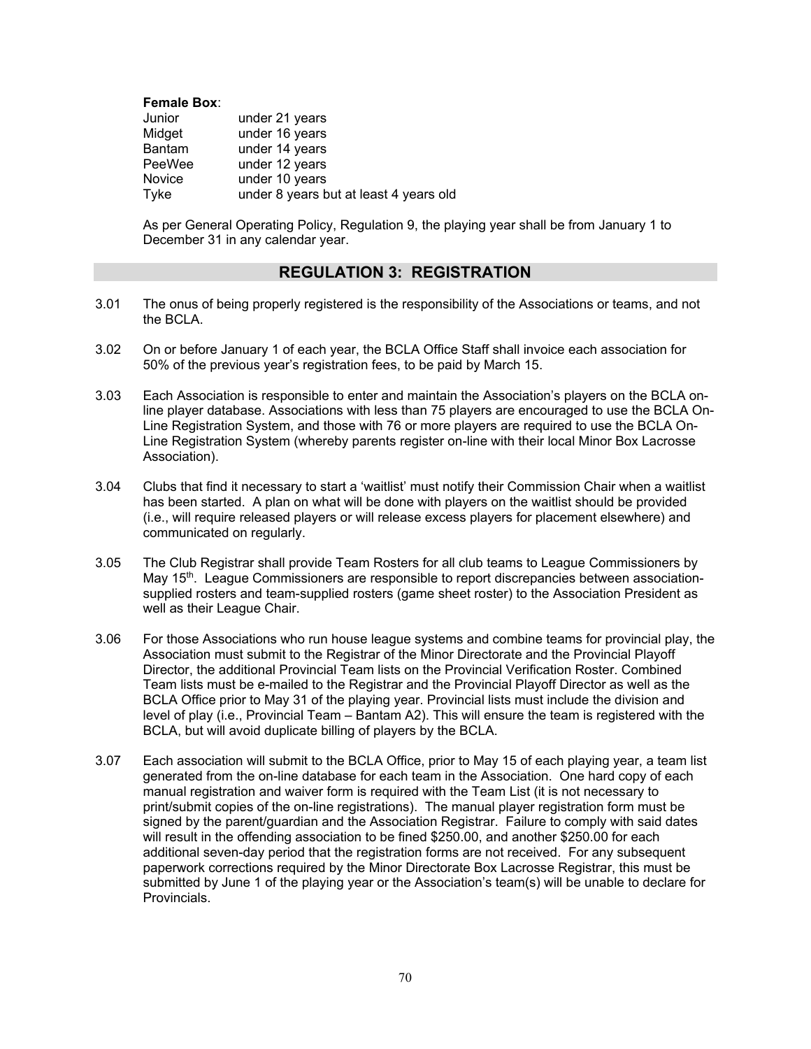**Female Box**:

| | |
|---|---|
| Junior | under 21 years |
| Midget | under 16 years |
| Bantam | under 14 years |
| PeeWee | under 12 years |
| Novice | under 10 years |
| Tyke | under 8 years but at least 4 years old |

As per General Operating Policy, Regulation 9, the playing year shall be from January 1 to December 31 in any calendar year.

## REGULATION 3: REGISTRATION

3.01 The onus of being properly registered is the responsibility of the Associations or teams, and not the BCLA.

3.02 On or before January 1 of each year, the BCLA Office Staff shall invoice each association for 50% of the previous year's registration fees, to be paid by March 15.

3.03 Each Association is responsible to enter and maintain the Association's players on the BCLA on-line player database. Associations with less than 75 players are encouraged to use the BCLA On-Line Registration System, and those with 76 or more players are required to use the BCLA On-Line Registration System (whereby parents register on-line with their local Minor Box Lacrosse Association).

3.04 Clubs that find it necessary to start a 'waitlist' must notify their Commission Chair when a waitlist has been started. A plan on what will be done with players on the waitlist should be provided (i.e., will require released players or will release excess players for placement elsewhere) and communicated on regularly.

3.05 The Club Registrar shall provide Team Rosters for all club teams to League Commissioners by May 15th. League Commissioners are responsible to report discrepancies between association-supplied rosters and team-supplied rosters (game sheet roster) to the Association President as well as their League Chair.

3.06 For those Associations who run house league systems and combine teams for provincial play, the Association must submit to the Registrar of the Minor Directorate and the Provincial Playoff Director, the additional Provincial Team lists on the Provincial Verification Roster. Combined Team lists must be e-mailed to the Registrar and the Provincial Playoff Director as well as the BCLA Office prior to May 31 of the playing year. Provincial lists must include the division and level of play (i.e., Provincial Team – Bantam A2). This will ensure the team is registered with the BCLA, but will avoid duplicate billing of players by the BCLA.

3.07 Each association will submit to the BCLA Office, prior to May 15 of each playing year, a team list generated from the on-line database for each team in the Association. One hard copy of each manual registration and waiver form is required with the Team List (it is not necessary to print/submit copies of the on-line registrations). The manual player registration form must be signed by the parent/guardian and the Association Registrar. Failure to comply with said dates will result in the offending association to be fined $250.00, and another $250.00 for each additional seven-day period that the registration forms are not received. For any subsequent paperwork corrections required by the Minor Directorate Box Lacrosse Registrar, this must be submitted by June 1 of the playing year or the Association's team(s) will be unable to declare for Provincials.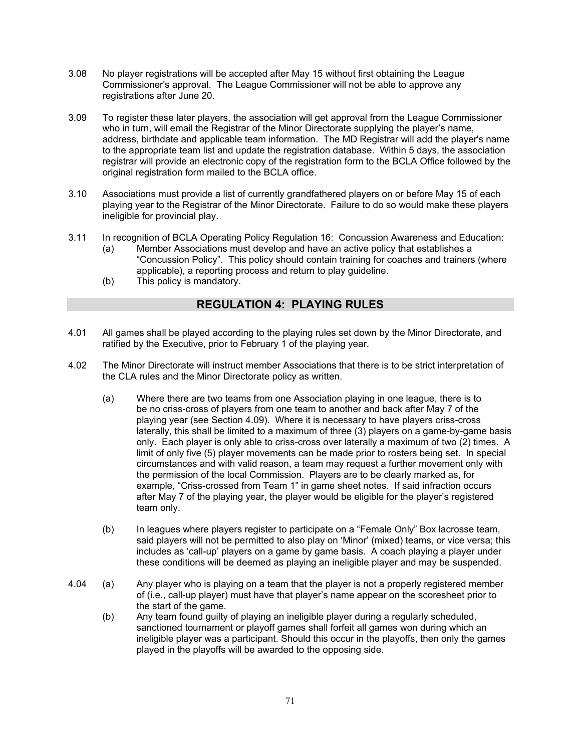3.08 No player registrations will be accepted after May 15 without first obtaining the League Commissioner's approval. The League Commissioner will not be able to approve any registrations after June 20.

3.09 To register these later players, the association will get approval from the League Commissioner who in turn, will email the Registrar of the Minor Directorate supplying the player's name, address, birthdate and applicable team information. The MD Registrar will add the player's name to the appropriate team list and update the registration database. Within 5 days, the association registrar will provide an electronic copy of the registration form to the BCLA Office followed by the original registration form mailed to the BCLA office.

3.10 Associations must provide a list of currently grandfathered players on or before May 15 of each playing year to the Registrar of the Minor Directorate. Failure to do so would make these players ineligible for provincial play.

3.11 In recognition of BCLA Operating Policy Regulation 16: Concussion Awareness and Education:
- (a) Member Associations must develop and have an active policy that establishes a "Concussion Policy". This policy should contain training for coaches and trainers (where applicable), a reporting process and return to play guideline.
- (b) This policy is mandatory.

## REGULATION 4: PLAYING RULES

4.01 All games shall be played according to the playing rules set down by the Minor Directorate, and ratified by the Executive, prior to February 1 of the playing year.

4.02 The Minor Directorate will instruct member Associations that there is to be strict interpretation of the CLA rules and the Minor Directorate policy as written.

- (a) Where there are two teams from one Association playing in one league, there is to be no criss-cross of players from one team to another and back after May 7 of the playing year (see Section 4.09). Where it is necessary to have players criss-cross laterally, this shall be limited to a maximum of three (3) players on a game-by-game basis only. Each player is only able to criss-cross over laterally a maximum of two (2) times. A limit of only five (5) player movements can be made prior to rosters being set. In special circumstances and with valid reason, a team may request a further movement only with the permission of the local Commission. Players are to be clearly marked as, for example, "Criss-crossed from Team 1" in game sheet notes. If said infraction occurs after May 7 of the playing year, the player would be eligible for the player's registered team only.

- (b) In leagues where players register to participate on a "Female Only" Box lacrosse team, said players will not be permitted to also play on 'Minor' (mixed) teams, or vice versa; this includes as 'call-up' players on a game by game basis. A coach playing a player under these conditions will be deemed as playing an ineligible player and may be suspended.

4.04
- (a) Any player who is playing on a team that the player is not a properly registered member of (i.e., call-up player) must have that player's name appear on the scoresheet prior to the start of the game.
- (b) Any team found guilty of playing an ineligible player during a regularly scheduled, sanctioned tournament or playoff games shall forfeit all games won during which an ineligible player was a participant. Should this occur in the playoffs, then only the games played in the playoffs will be awarded to the opposing side.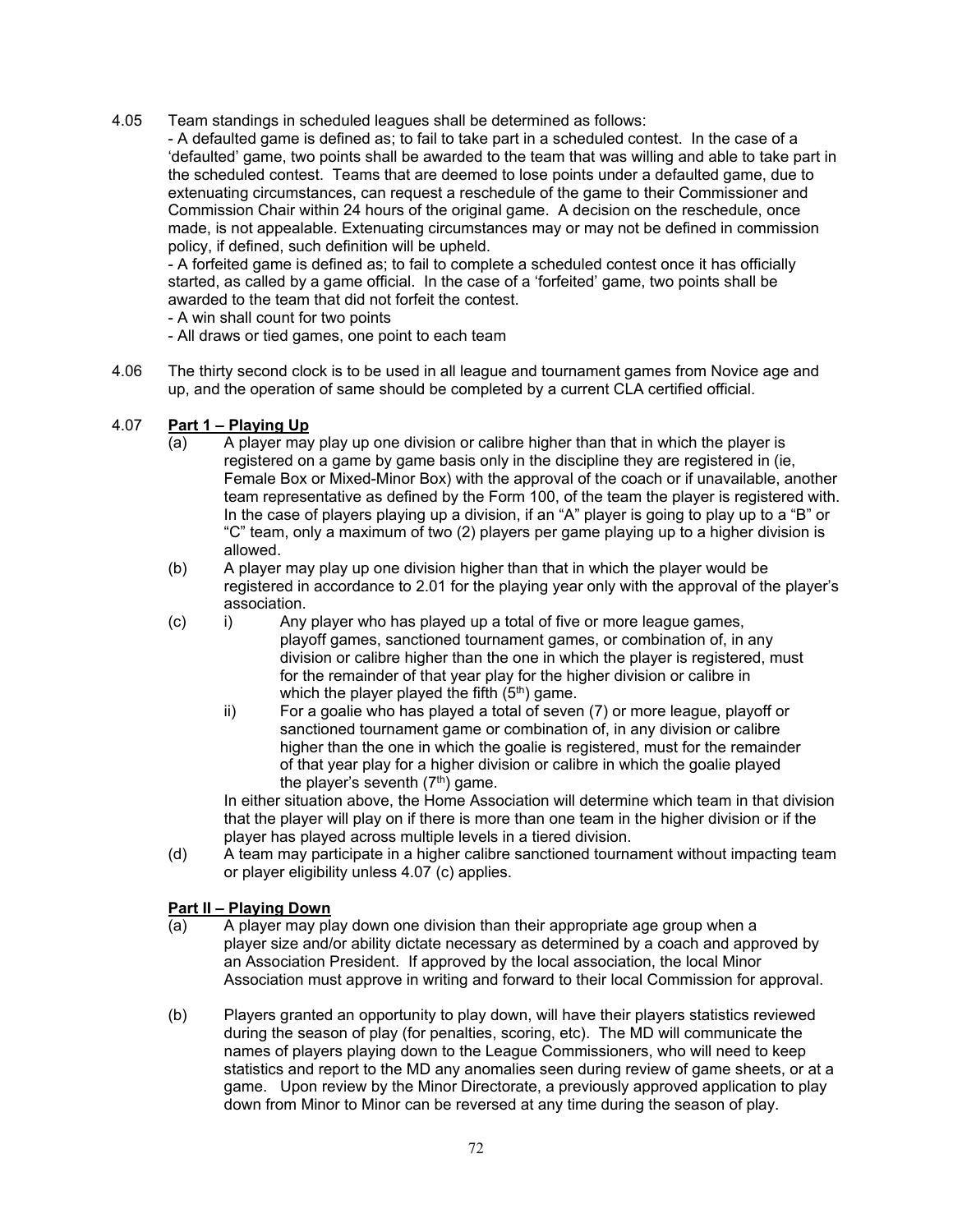4.05 Team standings in scheduled leagues shall be determined as follows:

- A defaulted game is defined as; to fail to take part in a scheduled contest. In the case of a 'defaulted' game, two points shall be awarded to the team that was willing and able to take part in the scheduled contest. Teams that are deemed to lose points under a defaulted game, due to extenuating circumstances, can request a reschedule of the game to their Commissioner and Commission Chair within 24 hours of the original game. A decision on the reschedule, once made, is not appealable. Extenuating circumstances may or may not be defined in commission policy, if defined, such definition will be upheld.
- A forfeited game is defined as; to fail to complete a scheduled contest once it has officially started, as called by a game official. In the case of a 'forfeited' game, two points shall be awarded to the team that did not forfeit the contest.
- A win shall count for two points
- All draws or tied games, one point to each team

4.06 The thirty second clock is to be used in all league and tournament games from Novice age and up, and the operation of same should be completed by a current CLA certified official.

4.07 **Part 1 – Playing Up**

(a) A player may play up one division or calibre higher than that in which the player is registered on a game by game basis only in the discipline they are registered in (ie, Female Box or Mixed-Minor Box) with the approval of the coach or if unavailable, another team representative as defined by the Form 100, of the team the player is registered with. In the case of players playing up a division, if an "A" player is going to play up to a "B" or "C" team, only a maximum of two (2) players per game playing up to a higher division is allowed.

(b) A player may play up one division higher than that in which the player would be registered in accordance to 2.01 for the playing year only with the approval of the player's association.

(c) i) Any player who has played up a total of five or more league games, playoff games, sanctioned tournament games, or combination of, in any division or calibre higher than the one in which the player is registered, must for the remainder of that year play for the higher division or calibre in which the player played the fifth (5th) game.

ii) For a goalie who has played a total of seven (7) or more league, playoff or sanctioned tournament game or combination of, in any division or calibre higher than the one in which the goalie is registered, must for the remainder of that year play for a higher division or calibre in which the goalie played the player's seventh (7th) game.

In either situation above, the Home Association will determine which team in that division that the player will play on if there is more than one team in the higher division or if the player has played across multiple levels in a tiered division.

(d) A team may participate in a higher calibre sanctioned tournament without impacting team or player eligibility unless 4.07 (c) applies.

**Part II – Playing Down**

(a) A player may play down one division than their appropriate age group when a player size and/or ability dictate necessary as determined by a coach and approved by an Association President. If approved by the local association, the local Minor Association must approve in writing and forward to their local Commission for approval.

(b) Players granted an opportunity to play down, will have their players statistics reviewed during the season of play (for penalties, scoring, etc). The MD will communicate the names of players playing down to the League Commissioners, who will need to keep statistics and report to the MD any anomalies seen during review of game sheets, or at a game. Upon review by the Minor Directorate, a previously approved application to play down from Minor to Minor can be reversed at any time during the season of play.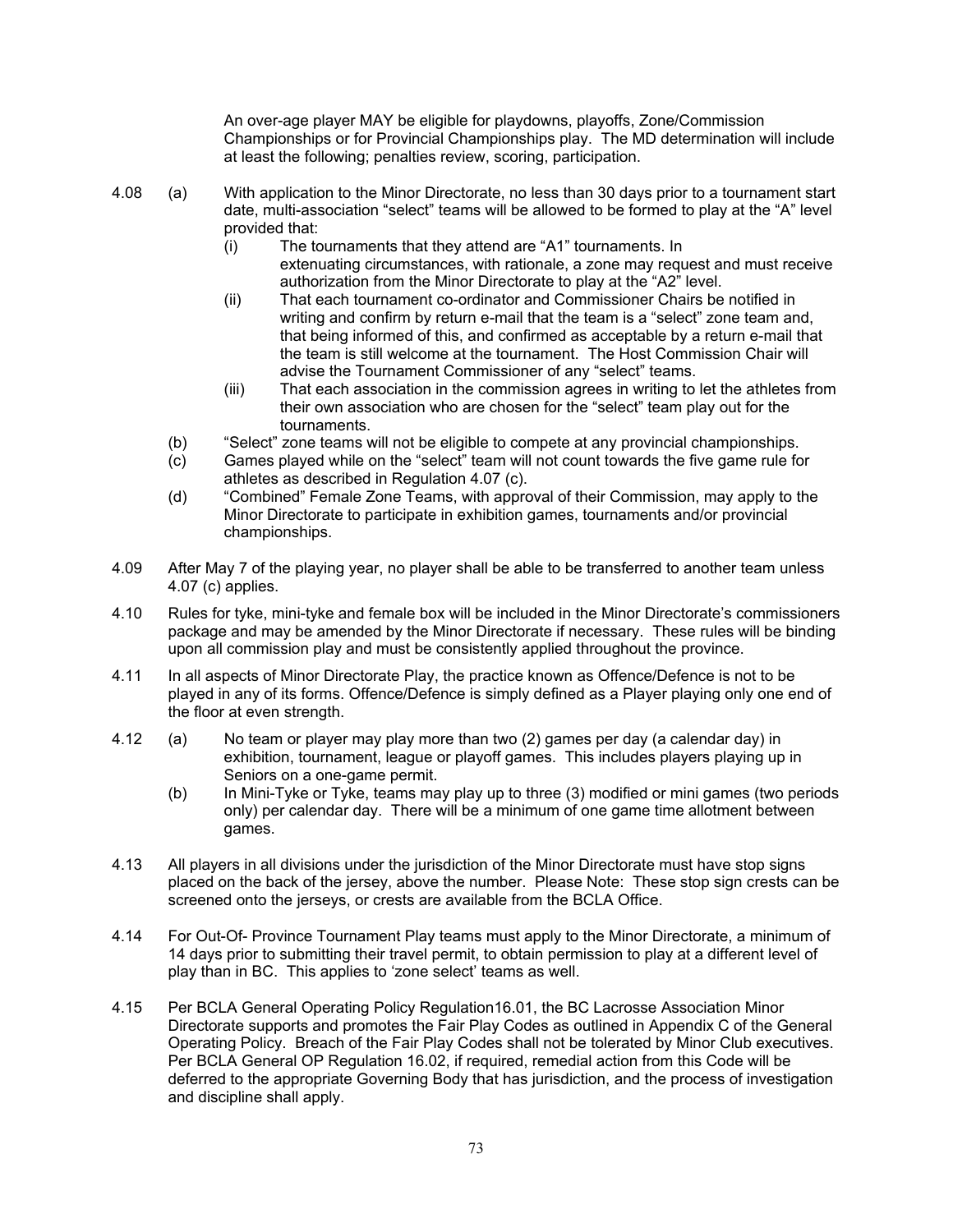An over-age player MAY be eligible for playdowns, playoffs, Zone/Commission Championships or for Provincial Championships play. The MD determination will include at least the following; penalties review, scoring, participation.

4.08 (a) With application to the Minor Directorate, no less than 30 days prior to a tournament start date, multi-association "select" teams will be allowed to be formed to play at the "A" level provided that:

(i) The tournaments that they attend are "A1" tournaments. In extenuating circumstances, with rationale, a zone may request and must receive authorization from the Minor Directorate to play at the "A2" level.

(ii) That each tournament co-ordinator and Commissioner Chairs be notified in writing and confirm by return e-mail that the team is a "select" zone team and, that being informed of this, and confirmed as acceptable by a return e-mail that the team is still welcome at the tournament. The Host Commission Chair will advise the Tournament Commissioner of any "select" teams.

(iii) That each association in the commission agrees in writing to let the athletes from their own association who are chosen for the "select" team play out for the tournaments.

(b) "Select" zone teams will not be eligible to compete at any provincial championships.

(c) Games played while on the "select" team will not count towards the five game rule for athletes as described in Regulation 4.07 (c).

(d) "Combined" Female Zone Teams, with approval of their Commission, may apply to the Minor Directorate to participate in exhibition games, tournaments and/or provincial championships.

4.09 After May 7 of the playing year, no player shall be able to be transferred to another team unless 4.07 (c) applies.

4.10 Rules for tyke, mini-tyke and female box will be included in the Minor Directorate's commissioners package and may be amended by the Minor Directorate if necessary. These rules will be binding upon all commission play and must be consistently applied throughout the province.

4.11 In all aspects of Minor Directorate Play, the practice known as Offence/Defence is not to be played in any of its forms. Offence/Defence is simply defined as a Player playing only one end of the floor at even strength.

4.12 (a) No team or player may play more than two (2) games per day (a calendar day) in exhibition, tournament, league or playoff games. This includes players playing up in Seniors on a one-game permit.

(b) In Mini-Tyke or Tyke, teams may play up to three (3) modified or mini games (two periods only) per calendar day. There will be a minimum of one game time allotment between games.

4.13 All players in all divisions under the jurisdiction of the Minor Directorate must have stop signs placed on the back of the jersey, above the number. Please Note: These stop sign crests can be screened onto the jerseys, or crests are available from the BCLA Office.

4.14 For Out-Of- Province Tournament Play teams must apply to the Minor Directorate, a minimum of 14 days prior to submitting their travel permit, to obtain permission to play at a different level of play than in BC. This applies to 'zone select' teams as well.

4.15 Per BCLA General Operating Policy Regulation16.01, the BC Lacrosse Association Minor Directorate supports and promotes the Fair Play Codes as outlined in Appendix C of the General Operating Policy. Breach of the Fair Play Codes shall not be tolerated by Minor Club executives. Per BCLA General OP Regulation 16.02, if required, remedial action from this Code will be deferred to the appropriate Governing Body that has jurisdiction, and the process of investigation and discipline shall apply.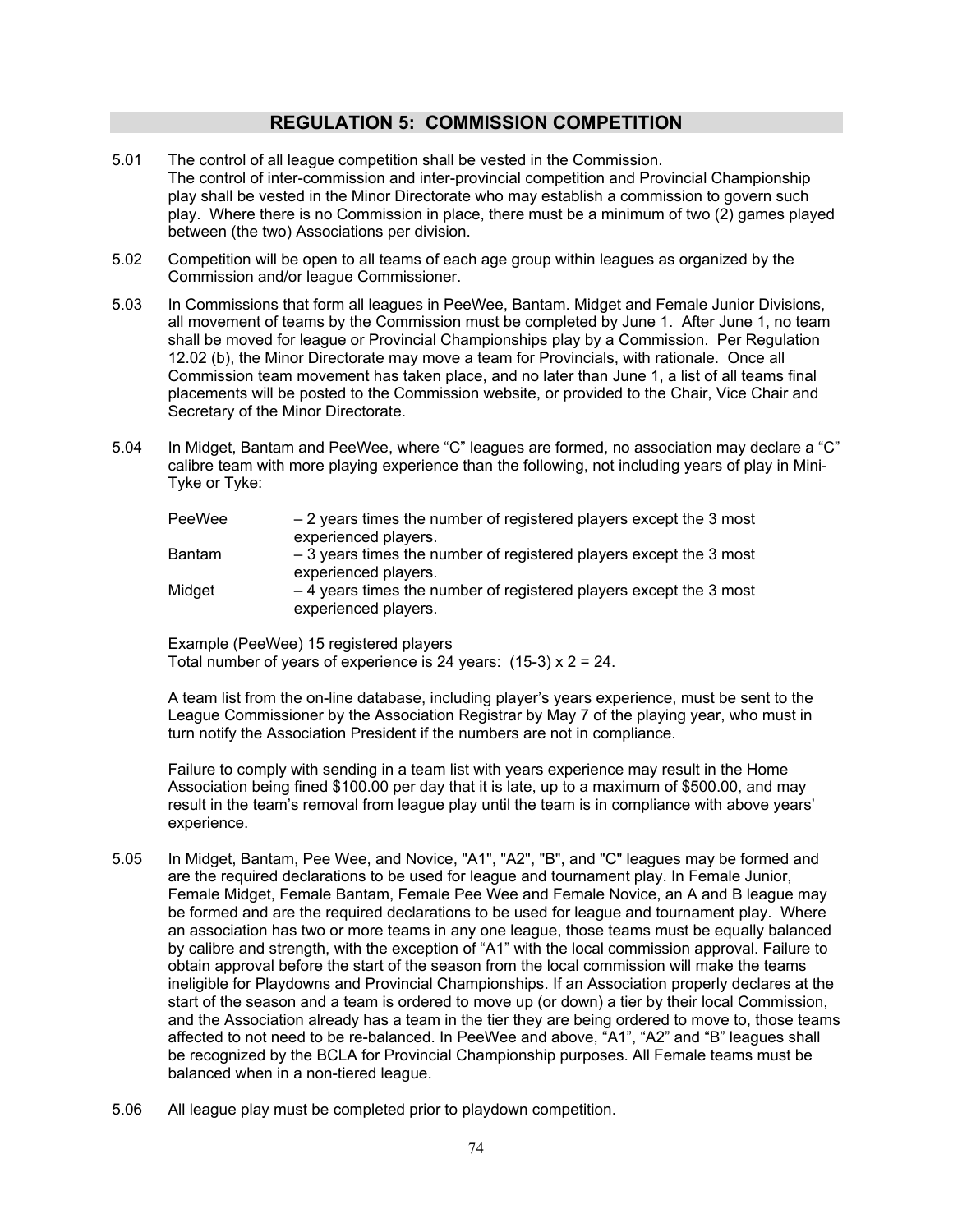## REGULATION 5: COMMISSION COMPETITION

5.01 The control of all league competition shall be vested in the Commission.
The control of inter-commission and inter-provincial competition and Provincial Championship play shall be vested in the Minor Directorate who may establish a commission to govern such play. Where there is no Commission in place, there must be a minimum of two (2) games played between (the two) Associations per division.

5.02 Competition will be open to all teams of each age group within leagues as organized by the Commission and/or league Commissioner.

5.03 In Commissions that form all leagues in PeeWee, Bantam. Midget and Female Junior Divisions, all movement of teams by the Commission must be completed by June 1. After June 1, no team shall be moved for league or Provincial Championships play by a Commission. Per Regulation 12.02 (b), the Minor Directorate may move a team for Provincials, with rationale. Once all Commission team movement has taken place, and no later than June 1, a list of all teams final placements will be posted to the Commission website, or provided to the Chair, Vice Chair and Secretary of the Minor Directorate.

5.04 In Midget, Bantam and PeeWee, where "C" leagues are formed, no association may declare a "C" calibre team with more playing experience than the following, not including years of play in Mini-Tyke or Tyke:

| | |
|---|---|
| PeeWee | – 2 years times the number of registered players except the 3 most experienced players. |
| Bantam | – 3 years times the number of registered players except the 3 most experienced players. |
| Midget | – 4 years times the number of registered players except the 3 most experienced players. |

Example (PeeWee) 15 registered players
Total number of years of experience is 24 years: (15-3) x 2 = 24.

A team list from the on-line database, including player's years experience, must be sent to the League Commissioner by the Association Registrar by May 7 of the playing year, who must in turn notify the Association President if the numbers are not in compliance.

Failure to comply with sending in a team list with years experience may result in the Home Association being fined $100.00 per day that it is late, up to a maximum of $500.00, and may result in the team's removal from league play until the team is in compliance with above years' experience.

5.05 In Midget, Bantam, Pee Wee, and Novice, "A1", "A2", "B", and "C" leagues may be formed and are the required declarations to be used for league and tournament play. In Female Junior, Female Midget, Female Bantam, Female Pee Wee and Female Novice, an A and B league may be formed and are the required declarations to be used for league and tournament play. Where an association has two or more teams in any one league, those teams must be equally balanced by calibre and strength, with the exception of "A1" with the local commission approval. Failure to obtain approval before the start of the season from the local commission will make the teams ineligible for Playdowns and Provincial Championships. If an Association properly declares at the start of the season and a team is ordered to move up (or down) a tier by their local Commission, and the Association already has a team in the tier they are being ordered to move to, those teams affected to not need to be re-balanced. In PeeWee and above, "A1", "A2" and "B" leagues shall be recognized by the BCLA for Provincial Championship purposes. All Female teams must be balanced when in a non-tiered league.

5.06 All league play must be completed prior to playdown competition.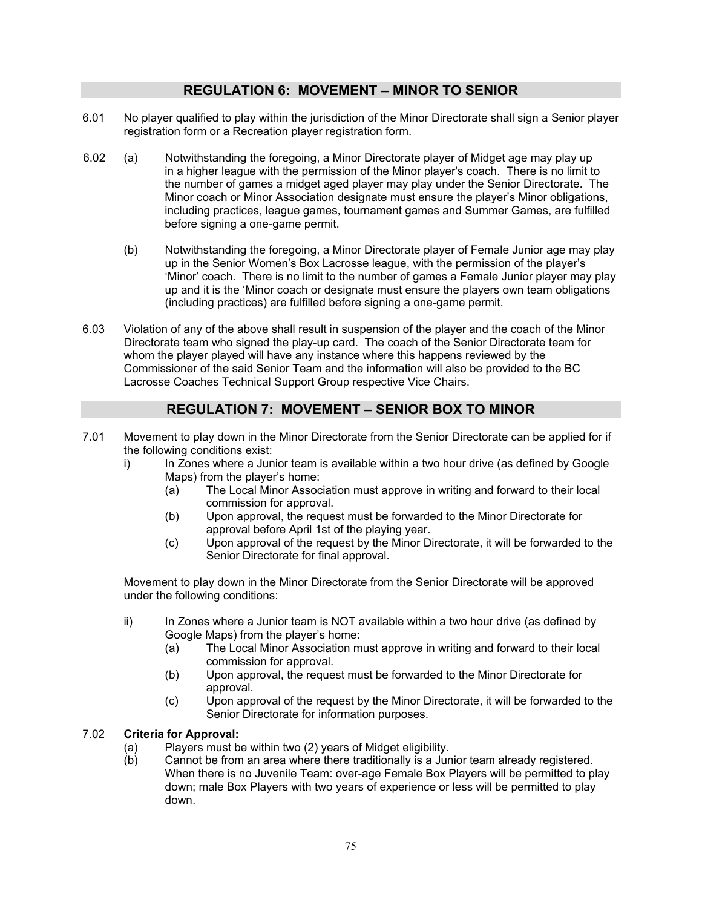## REGULATION 6: MOVEMENT – MINOR TO SENIOR

6.01 No player qualified to play within the jurisdiction of the Minor Directorate shall sign a Senior player registration form or a Recreation player registration form.

6.02 (a) Notwithstanding the foregoing, a Minor Directorate player of Midget age may play up in a higher league with the permission of the Minor player's coach. There is no limit to the number of games a midget aged player may play under the Senior Directorate. The Minor coach or Minor Association designate must ensure the player's Minor obligations, including practices, league games, tournament games and Summer Games, are fulfilled before signing a one-game permit.

(b) Notwithstanding the foregoing, a Minor Directorate player of Female Junior age may play up in the Senior Women's Box Lacrosse league, with the permission of the player's 'Minor' coach. There is no limit to the number of games a Female Junior player may play up and it is the 'Minor coach or designate must ensure the players own team obligations (including practices) are fulfilled before signing a one-game permit.

6.03 Violation of any of the above shall result in suspension of the player and the coach of the Minor Directorate team who signed the play-up card. The coach of the Senior Directorate team for whom the player played will have any instance where this happens reviewed by the Commissioner of the said Senior Team and the information will also be provided to the BC Lacrosse Coaches Technical Support Group respective Vice Chairs.

## REGULATION 7: MOVEMENT – SENIOR BOX TO MINOR

7.01 Movement to play down in the Minor Directorate from the Senior Directorate can be applied for if the following conditions exist:

i) In Zones where a Junior team is available within a two hour drive (as defined by Google Maps) from the player's home:
   (a) The Local Minor Association must approve in writing and forward to their local commission for approval.
   (b) Upon approval, the request must be forwarded to the Minor Directorate for approval before April 1st of the playing year.
   (c) Upon approval of the request by the Minor Directorate, it will be forwarded to the Senior Directorate for final approval.

Movement to play down in the Minor Directorate from the Senior Directorate will be approved under the following conditions:

ii) In Zones where a Junior team is NOT available within a two hour drive (as defined by Google Maps) from the player's home:
   (a) The Local Minor Association must approve in writing and forward to their local commission for approval.
   (b) Upon approval, the request must be forwarded to the Minor Directorate for approval.
   (c) Upon approval of the request by the Minor Directorate, it will be forwarded to the Senior Directorate for information purposes.

7.02 **Criteria for Approval:**
   (a) Players must be within two (2) years of Midget eligibility.
   (b) Cannot be from an area where there traditionally is a Junior team already registered. When there is no Juvenile Team: over-age Female Box Players will be permitted to play down; male Box Players with two years of experience or less will be permitted to play down.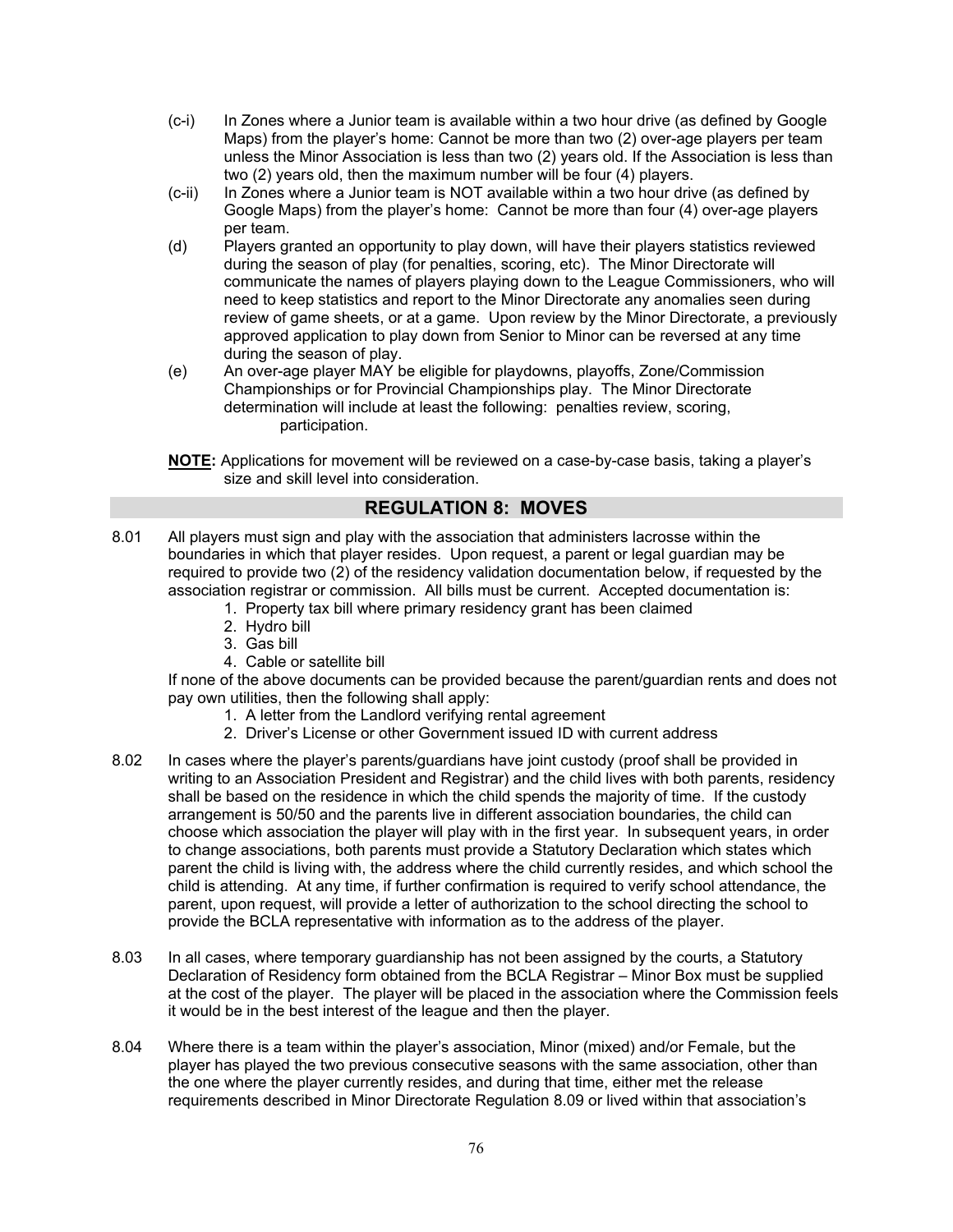(c-i) In Zones where a Junior team is available within a two hour drive (as defined by Google Maps) from the player's home: Cannot be more than two (2) over-age players per team unless the Minor Association is less than two (2) years old. If the Association is less than two (2) years old, then the maximum number will be four (4) players.

(c-ii) In Zones where a Junior team is NOT available within a two hour drive (as defined by Google Maps) from the player's home: Cannot be more than four (4) over-age players per team.

(d) Players granted an opportunity to play down, will have their players statistics reviewed during the season of play (for penalties, scoring, etc). The Minor Directorate will communicate the names of players playing down to the League Commissioners, who will need to keep statistics and report to the Minor Directorate any anomalies seen during review of game sheets, or at a game. Upon review by the Minor Directorate, a previously approved application to play down from Senior to Minor can be reversed at any time during the season of play.

(e) An over-age player MAY be eligible for playdowns, playoffs, Zone/Commission Championships or for Provincial Championships play. The Minor Directorate determination will include at least the following: penalties review, scoring, participation.

**NOTE:** Applications for movement will be reviewed on a case-by-case basis, taking a player's size and skill level into consideration.

## REGULATION 8: MOVES

8.01 All players must sign and play with the association that administers lacrosse within the boundaries in which that player resides. Upon request, a parent or legal guardian may be required to provide two (2) of the residency validation documentation below, if requested by the association registrar or commission. All bills must be current. Accepted documentation is:

1. Property tax bill where primary residency grant has been claimed
2. Hydro bill
3. Gas bill
4. Cable or satellite bill

If none of the above documents can be provided because the parent/guardian rents and does not pay own utilities, then the following shall apply:

1. A letter from the Landlord verifying rental agreement
2. Driver's License or other Government issued ID with current address

8.02 In cases where the player's parents/guardians have joint custody (proof shall be provided in writing to an Association President and Registrar) and the child lives with both parents, residency shall be based on the residence in which the child spends the majority of time. If the custody arrangement is 50/50 and the parents live in different association boundaries, the child can choose which association the player will play with in the first year. In subsequent years, in order to change associations, both parents must provide a Statutory Declaration which states which parent the child is living with, the address where the child currently resides, and which school the child is attending. At any time, if further confirmation is required to verify school attendance, the parent, upon request, will provide a letter of authorization to the school directing the school to provide the BCLA representative with information as to the address of the player.

8.03 In all cases, where temporary guardianship has not been assigned by the courts, a Statutory Declaration of Residency form obtained from the BCLA Registrar – Minor Box must be supplied at the cost of the player. The player will be placed in the association where the Commission feels it would be in the best interest of the league and then the player.

8.04 Where there is a team within the player's association, Minor (mixed) and/or Female, but the player has played the two previous consecutive seasons with the same association, other than the one where the player currently resides, and during that time, either met the release requirements described in Minor Directorate Regulation 8.09 or lived within that association's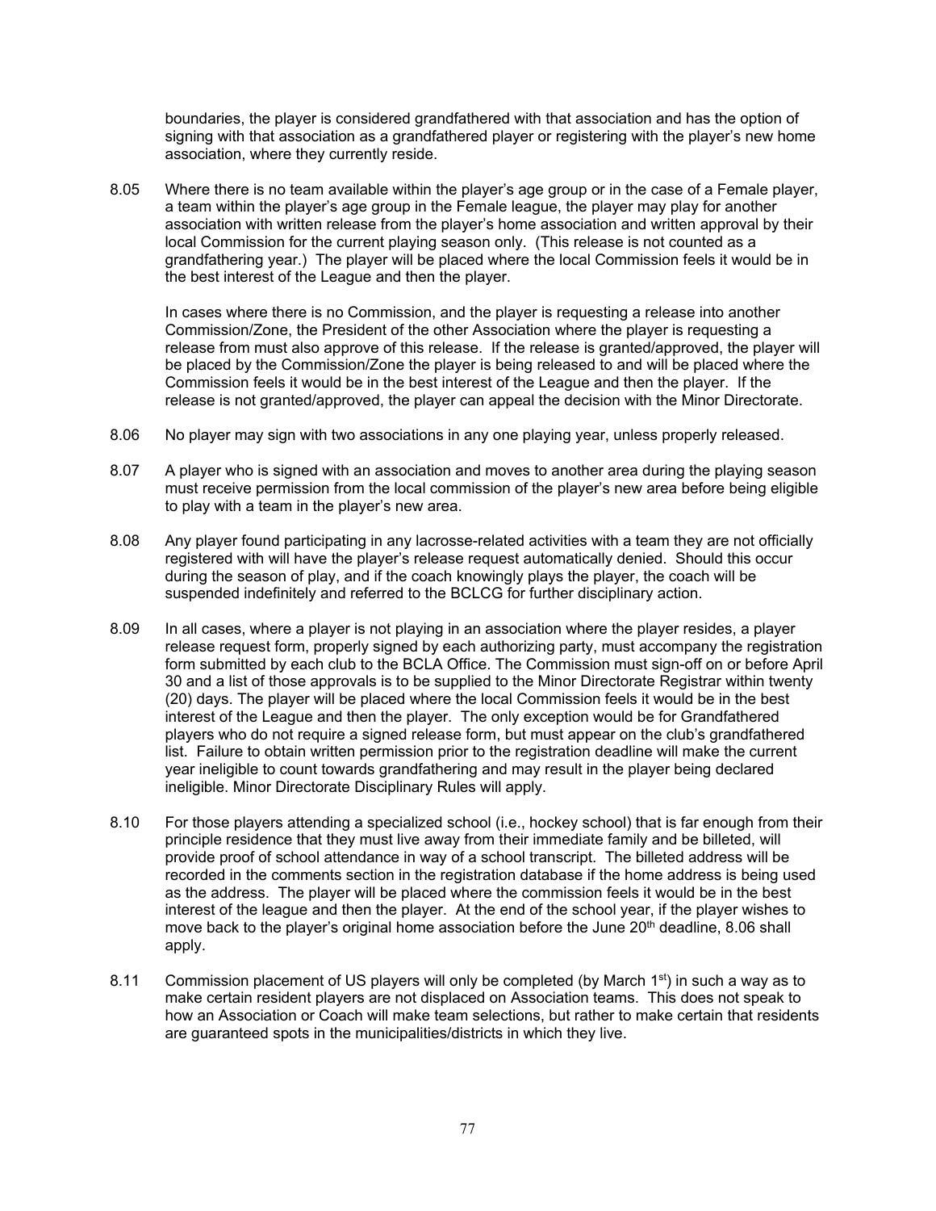boundaries, the player is considered grandfathered with that association and has the option of signing with that association as a grandfathered player or registering with the player's new home association, where they currently reside.

8.05 Where there is no team available within the player's age group or in the case of a Female player, a team within the player's age group in the Female league, the player may play for another association with written release from the player's home association and written approval by their local Commission for the current playing season only. (This release is not counted as a grandfathering year.) The player will be placed where the local Commission feels it would be in the best interest of the League and then the player.

In cases where there is no Commission, and the player is requesting a release into another Commission/Zone, the President of the other Association where the player is requesting a release from must also approve of this release. If the release is granted/approved, the player will be placed by the Commission/Zone the player is being released to and will be placed where the Commission feels it would be in the best interest of the League and then the player. If the release is not granted/approved, the player can appeal the decision with the Minor Directorate.

8.06 No player may sign with two associations in any one playing year, unless properly released.

8.07 A player who is signed with an association and moves to another area during the playing season must receive permission from the local commission of the player's new area before being eligible to play with a team in the player's new area.

8.08 Any player found participating in any lacrosse-related activities with a team they are not officially registered with will have the player's release request automatically denied. Should this occur during the season of play, and if the coach knowingly plays the player, the coach will be suspended indefinitely and referred to the BCLCG for further disciplinary action.

8.09 In all cases, where a player is not playing in an association where the player resides, a player release request form, properly signed by each authorizing party, must accompany the registration form submitted by each club to the BCLA Office. The Commission must sign-off on or before April 30 and a list of those approvals is to be supplied to the Minor Directorate Registrar within twenty (20) days. The player will be placed where the local Commission feels it would be in the best interest of the League and then the player. The only exception would be for Grandfathered players who do not require a signed release form, but must appear on the club's grandfathered list. Failure to obtain written permission prior to the registration deadline will make the current year ineligible to count towards grandfathering and may result in the player being declared ineligible. Minor Directorate Disciplinary Rules will apply.

8.10 For those players attending a specialized school (i.e., hockey school) that is far enough from their principle residence that they must live away from their immediate family and be billeted, will provide proof of school attendance in way of a school transcript. The billeted address will be recorded in the comments section in the registration database if the home address is being used as the address. The player will be placed where the commission feels it would be in the best interest of the league and then the player. At the end of the school year, if the player wishes to move back to the player's original home association before the June 20th deadline, 8.06 shall apply.

8.11 Commission placement of US players will only be completed (by March 1st) in such a way as to make certain resident players are not displaced on Association teams. This does not speak to how an Association or Coach will make team selections, but rather to make certain that residents are guaranteed spots in the municipalities/districts in which they live.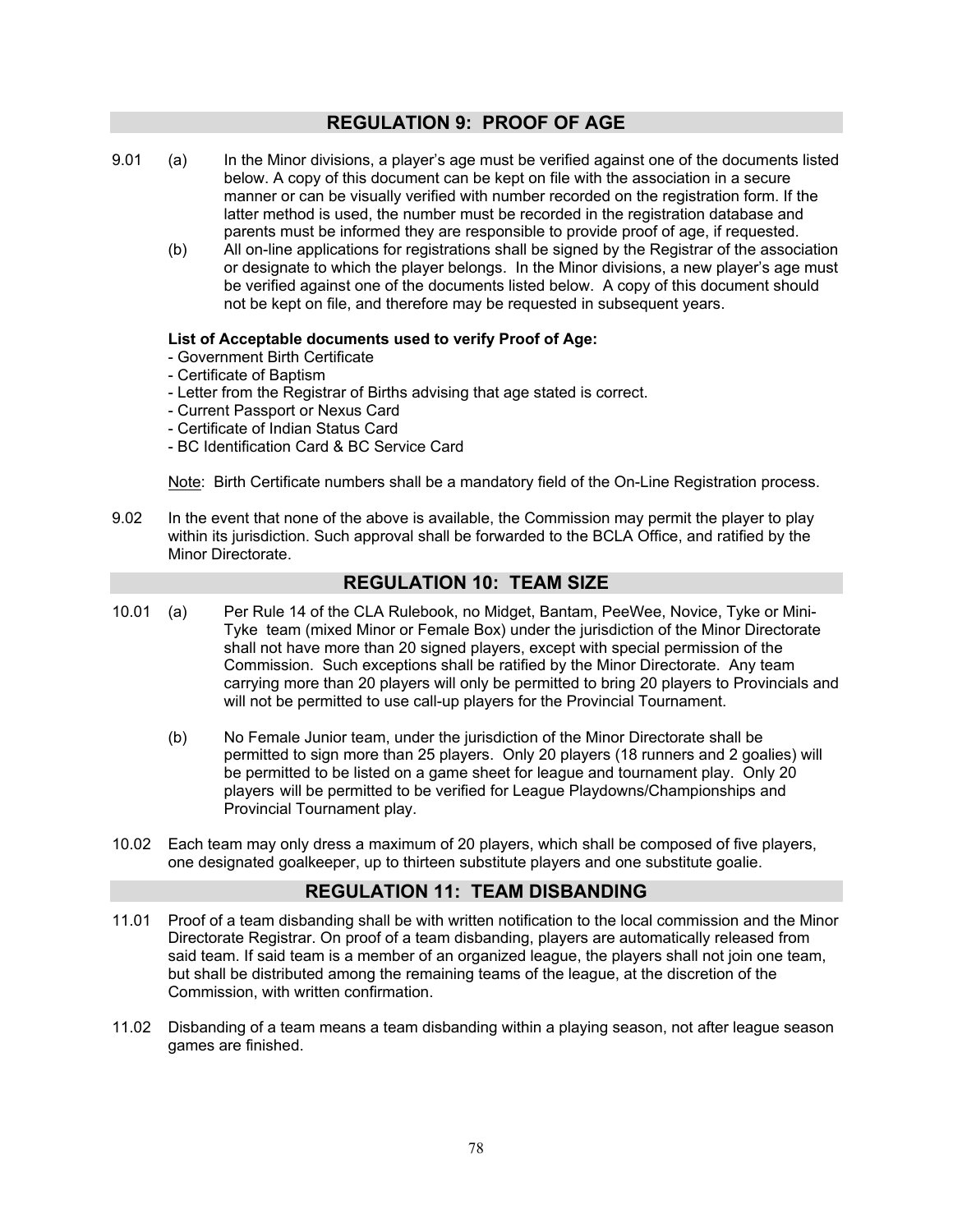## REGULATION 9: PROOF OF AGE

9.01 (a) In the Minor divisions, a player's age must be verified against one of the documents listed below. A copy of this document can be kept on file with the association in a secure manner or can be visually verified with number recorded on the registration form. If the latter method is used, the number must be recorded in the registration database and parents must be informed they are responsible to provide proof of age, if requested.

(b) All on-line applications for registrations shall be signed by the Registrar of the association or designate to which the player belongs. In the Minor divisions, a new player's age must be verified against one of the documents listed below. A copy of this document should not be kept on file, and therefore may be requested in subsequent years.

**List of Acceptable documents used to verify Proof of Age:**

- Government Birth Certificate
- Certificate of Baptism
- Letter from the Registrar of Births advising that age stated is correct.
- Current Passport or Nexus Card
- Certificate of Indian Status Card
- BC Identification Card & BC Service Card

Note: Birth Certificate numbers shall be a mandatory field of the On-Line Registration process.

9.02 In the event that none of the above is available, the Commission may permit the player to play within its jurisdiction. Such approval shall be forwarded to the BCLA Office, and ratified by the Minor Directorate.

## REGULATION 10: TEAM SIZE

10.01 (a) Per Rule 14 of the CLA Rulebook, no Midget, Bantam, PeeWee, Novice, Tyke or Mini-Tyke team (mixed Minor or Female Box) under the jurisdiction of the Minor Directorate shall not have more than 20 signed players, except with special permission of the Commission. Such exceptions shall be ratified by the Minor Directorate. Any team carrying more than 20 players will only be permitted to bring 20 players to Provincials and will not be permitted to use call-up players for the Provincial Tournament.

(b) No Female Junior team, under the jurisdiction of the Minor Directorate shall be permitted to sign more than 25 players. Only 20 players (18 runners and 2 goalies) will be permitted to be listed on a game sheet for league and tournament play. Only 20 players will be permitted to be verified for League Playdowns/Championships and Provincial Tournament play.

10.02 Each team may only dress a maximum of 20 players, which shall be composed of five players, one designated goalkeeper, up to thirteen substitute players and one substitute goalie.

## REGULATION 11: TEAM DISBANDING

11.01 Proof of a team disbanding shall be with written notification to the local commission and the Minor Directorate Registrar. On proof of a team disbanding, players are automatically released from said team. If said team is a member of an organized league, the players shall not join one team, but shall be distributed among the remaining teams of the league, at the discretion of the Commission, with written confirmation.

11.02 Disbanding of a team means a team disbanding within a playing season, not after league season games are finished.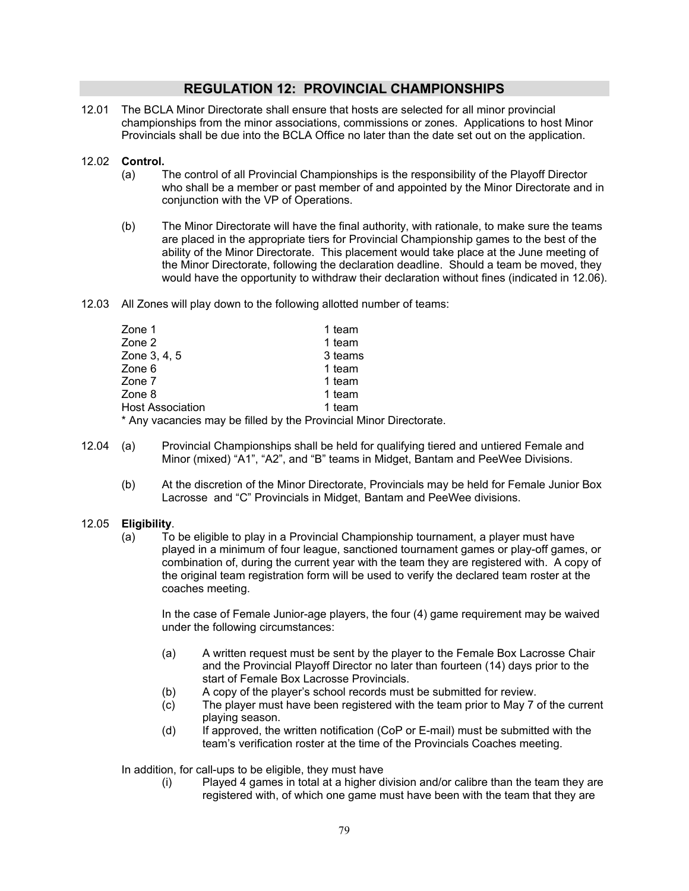## REGULATION 12: PROVINCIAL CHAMPIONSHIPS

12.01 The BCLA Minor Directorate shall ensure that hosts are selected for all minor provincial championships from the minor associations, commissions or zones. Applications to host Minor Provincials shall be due into the BCLA Office no later than the date set out on the application.

12.02 **Control.**

(a) The control of all Provincial Championships is the responsibility of the Playoff Director who shall be a member or past member of and appointed by the Minor Directorate and in conjunction with the VP of Operations.

(b) The Minor Directorate will have the final authority, with rationale, to make sure the teams are placed in the appropriate tiers for Provincial Championship games to the best of the ability of the Minor Directorate. This placement would take place at the June meeting of the Minor Directorate, following the declaration deadline. Should a team be moved, they would have the opportunity to withdraw their declaration without fines (indicated in 12.06).

12.03 All Zones will play down to the following allotted number of teams:

| | |
|---|---|
| Zone 1 | 1 team |
| Zone 2 | 1 team |
| Zone 3, 4, 5 | 3 teams |
| Zone 6 | 1 team |
| Zone 7 | 1 team |
| Zone 8 | 1 team |
| Host Association | 1 team |

* Any vacancies may be filled by the Provincial Minor Directorate.

12.04 (a) Provincial Championships shall be held for qualifying tiered and untiered Female and Minor (mixed) "A1", "A2", and "B" teams in Midget, Bantam and PeeWee Divisions.

(b) At the discretion of the Minor Directorate, Provincials may be held for Female Junior Box Lacrosse and "C" Provincials in Midget, Bantam and PeeWee divisions.

12.05 **Eligibility**.

(a) To be eligible to play in a Provincial Championship tournament, a player must have played in a minimum of four league, sanctioned tournament games or play-off games, or combination of, during the current year with the team they are registered with. A copy of the original team registration form will be used to verify the declared team roster at the coaches meeting.

In the case of Female Junior-age players, the four (4) game requirement may be waived under the following circumstances:

(a) A written request must be sent by the player to the Female Box Lacrosse Chair and the Provincial Playoff Director no later than fourteen (14) days prior to the start of Female Box Lacrosse Provincials.

(b) A copy of the player's school records must be submitted for review.

(c) The player must have been registered with the team prior to May 7 of the current playing season.

(d) If approved, the written notification (CoP or E-mail) must be submitted with the team's verification roster at the time of the Provincials Coaches meeting.

In addition, for call-ups to be eligible, they must have

(i) Played 4 games in total at a higher division and/or calibre than the team they are registered with, of which one game must have been with the team that they are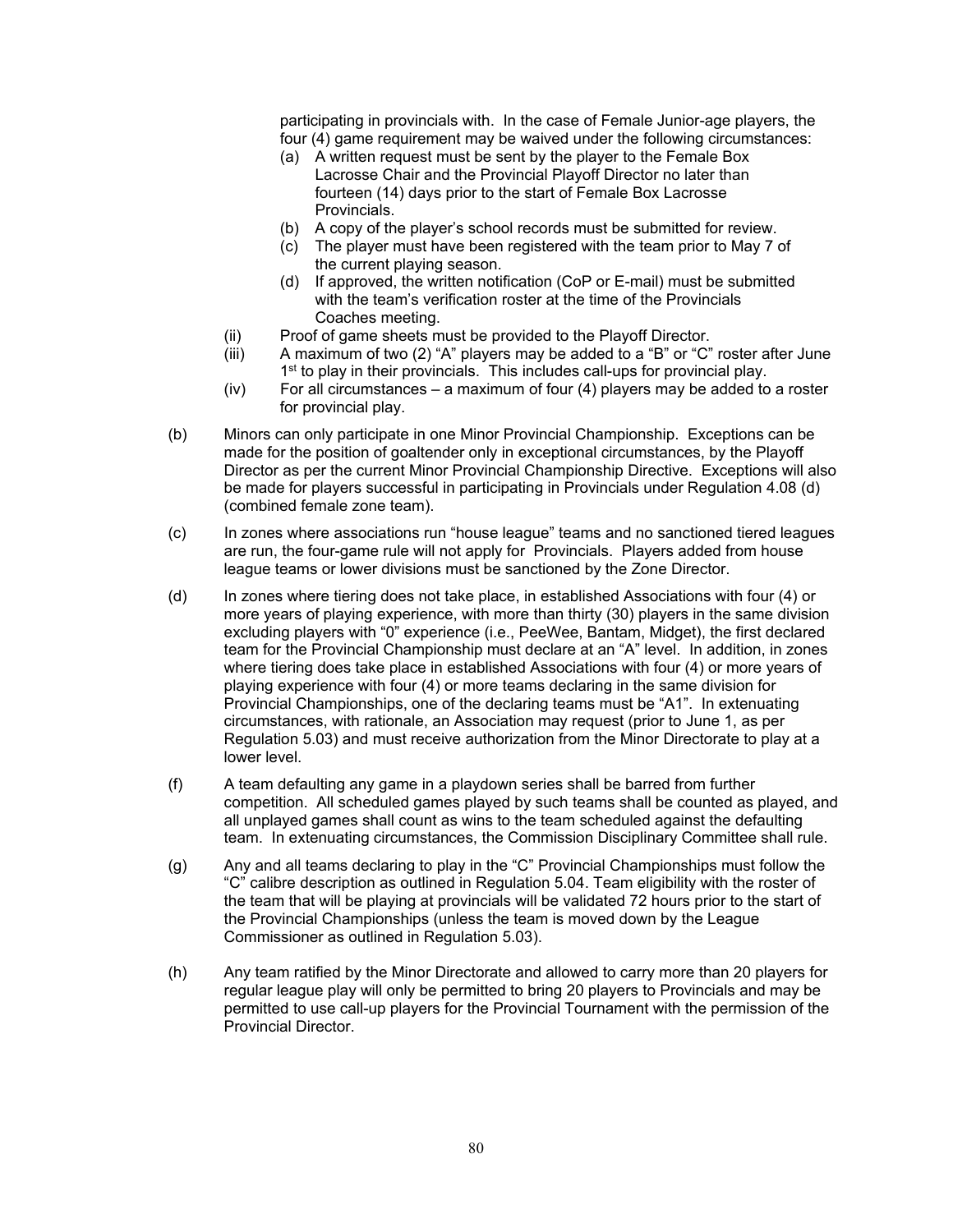participating in provincials with. In the case of Female Junior-age players, the four (4) game requirement may be waived under the following circumstances:

(a) A written request must be sent by the player to the Female Box Lacrosse Chair and the Provincial Playoff Director no later than fourteen (14) days prior to the start of Female Box Lacrosse Provincials.

(b) A copy of the player's school records must be submitted for review.

(c) The player must have been registered with the team prior to May 7 of the current playing season.

(d) If approved, the written notification (CoP or E-mail) must be submitted with the team's verification roster at the time of the Provincials Coaches meeting.

(ii) Proof of game sheets must be provided to the Playoff Director.

(iii) A maximum of two (2) "A" players may be added to a "B" or "C" roster after June 1st to play in their provincials. This includes call-ups for provincial play.

(iv) For all circumstances – a maximum of four (4) players may be added to a roster for provincial play.

(b) Minors can only participate in one Minor Provincial Championship. Exceptions can be made for the position of goaltender only in exceptional circumstances, by the Playoff Director as per the current Minor Provincial Championship Directive. Exceptions will also be made for players successful in participating in Provincials under Regulation 4.08 (d) (combined female zone team).

(c) In zones where associations run "house league" teams and no sanctioned tiered leagues are run, the four-game rule will not apply for Provincials. Players added from house league teams or lower divisions must be sanctioned by the Zone Director.

(d) In zones where tiering does not take place, in established Associations with four (4) or more years of playing experience, with more than thirty (30) players in the same division excluding players with "0" experience (i.e., PeeWee, Bantam, Midget), the first declared team for the Provincial Championship must declare at an "A" level. In addition, in zones where tiering does take place in established Associations with four (4) or more years of playing experience with four (4) or more teams declaring in the same division for Provincial Championships, one of the declaring teams must be "A1". In extenuating circumstances, with rationale, an Association may request (prior to June 1, as per Regulation 5.03) and must receive authorization from the Minor Directorate to play at a lower level.

(f) A team defaulting any game in a playdown series shall be barred from further competition. All scheduled games played by such teams shall be counted as played, and all unplayed games shall count as wins to the team scheduled against the defaulting team. In extenuating circumstances, the Commission Disciplinary Committee shall rule.

(g) Any and all teams declaring to play in the "C" Provincial Championships must follow the "C" calibre description as outlined in Regulation 5.04. Team eligibility with the roster of the team that will be playing at provincials will be validated 72 hours prior to the start of the Provincial Championships (unless the team is moved down by the League Commissioner as outlined in Regulation 5.03).

(h) Any team ratified by the Minor Directorate and allowed to carry more than 20 players for regular league play will only be permitted to bring 20 players to Provincials and may be permitted to use call-up players for the Provincial Tournament with the permission of the Provincial Director.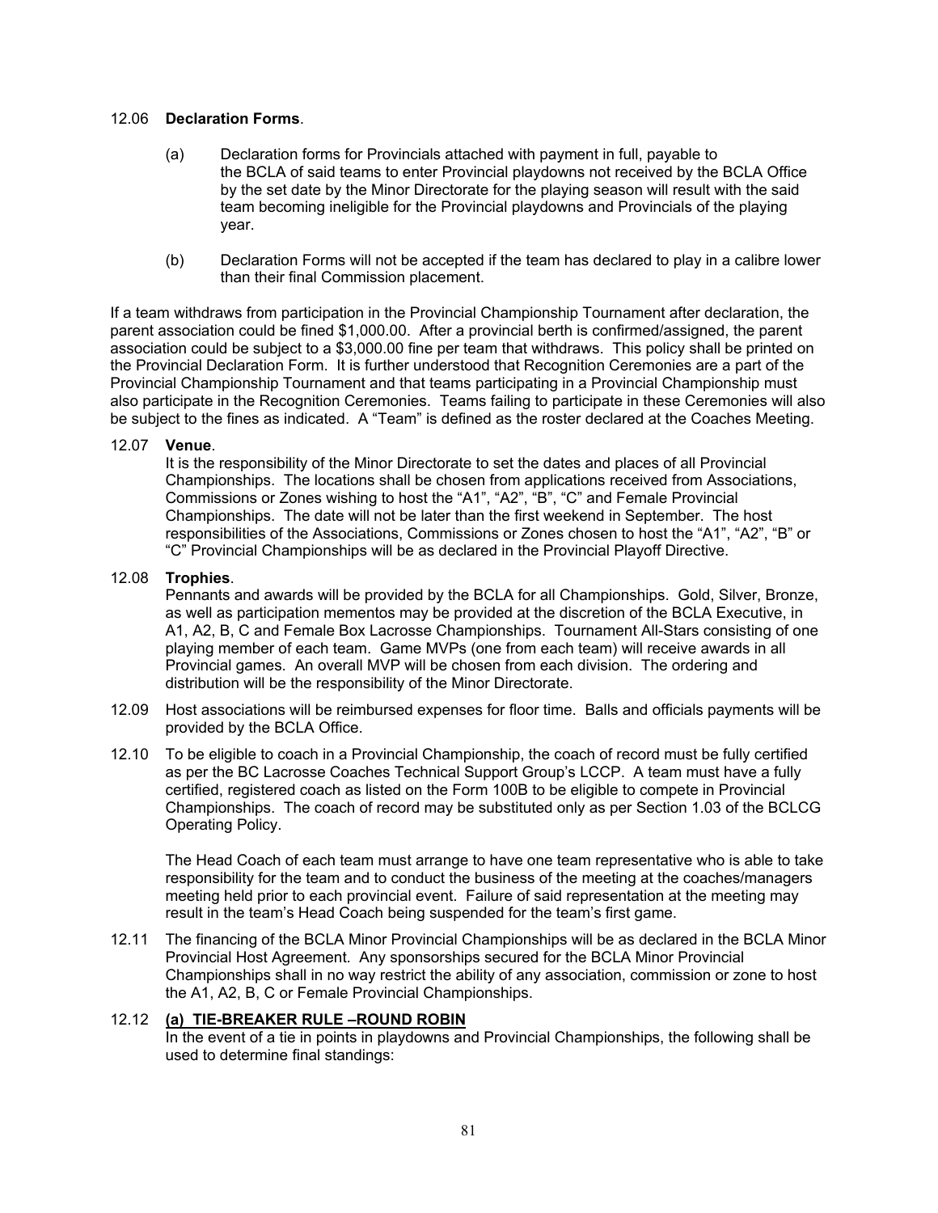12.06 **Declaration Forms**.

(a) Declaration forms for Provincials attached with payment in full, payable to the BCLA of said teams to enter Provincial playdowns not received by the BCLA Office by the set date by the Minor Directorate for the playing season will result with the said team becoming ineligible for the Provincial playdowns and Provincials of the playing year.

(b) Declaration Forms will not be accepted if the team has declared to play in a calibre lower than their final Commission placement.

If a team withdraws from participation in the Provincial Championship Tournament after declaration, the parent association could be fined $1,000.00. After a provincial berth is confirmed/assigned, the parent association could be subject to a $3,000.00 fine per team that withdraws. This policy shall be printed on the Provincial Declaration Form. It is further understood that Recognition Ceremonies are a part of the Provincial Championship Tournament and that teams participating in a Provincial Championship must also participate in the Recognition Ceremonies. Teams failing to participate in these Ceremonies will also be subject to the fines as indicated. A "Team" is defined as the roster declared at the Coaches Meeting.

12.07 **Venue**.
It is the responsibility of the Minor Directorate to set the dates and places of all Provincial Championships. The locations shall be chosen from applications received from Associations, Commissions or Zones wishing to host the "A1", "A2", "B", "C" and Female Provincial Championships. The date will not be later than the first weekend in September. The host responsibilities of the Associations, Commissions or Zones chosen to host the "A1", "A2", "B" or "C" Provincial Championships will be as declared in the Provincial Playoff Directive.

12.08 **Trophies**.
Pennants and awards will be provided by the BCLA for all Championships. Gold, Silver, Bronze, as well as participation mementos may be provided at the discretion of the BCLA Executive, in A1, A2, B, C and Female Box Lacrosse Championships. Tournament All-Stars consisting of one playing member of each team. Game MVPs (one from each team) will receive awards in all Provincial games. An overall MVP will be chosen from each division. The ordering and distribution will be the responsibility of the Minor Directorate.

12.09 Host associations will be reimbursed expenses for floor time. Balls and officials payments will be provided by the BCLA Office.

12.10 To be eligible to coach in a Provincial Championship, the coach of record must be fully certified as per the BC Lacrosse Coaches Technical Support Group's LCCP. A team must have a fully certified, registered coach as listed on the Form 100B to be eligible to compete in Provincial Championships. The coach of record may be substituted only as per Section 1.03 of the BCLCG Operating Policy.

The Head Coach of each team must arrange to have one team representative who is able to take responsibility for the team and to conduct the business of the meeting at the coaches/managers meeting held prior to each provincial event. Failure of said representation at the meeting may result in the team's Head Coach being suspended for the team's first game.

12.11 The financing of the BCLA Minor Provincial Championships will be as declared in the BCLA Minor Provincial Host Agreement. Any sponsorships secured for the BCLA Minor Provincial Championships shall in no way restrict the ability of any association, commission or zone to host the A1, A2, B, C or Female Provincial Championships.

12.12 **(a) TIE-BREAKER RULE –ROUND ROBIN**
In the event of a tie in points in playdowns and Provincial Championships, the following shall be used to determine final standings: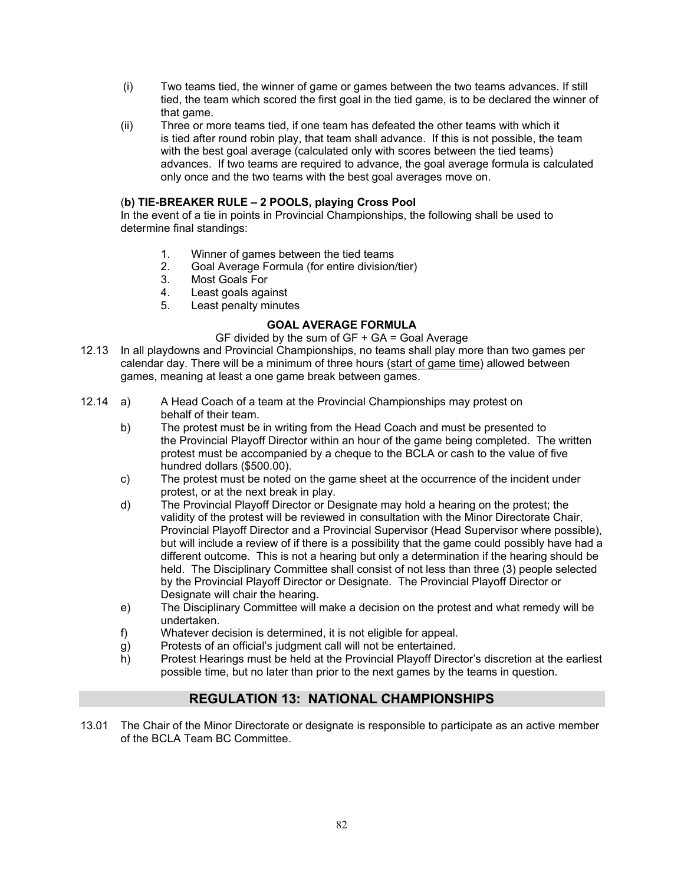(i) Two teams tied, the winner of game or games between the two teams advances. If still tied, the team which scored the first goal in the tied game, is to be declared the winner of that game.

(ii) Three or more teams tied, if one team has defeated the other teams with which it is tied after round robin play, that team shall advance. If this is not possible, the team with the best goal average (calculated only with scores between the tied teams) advances. If two teams are required to advance, the goal average formula is calculated only once and the two teams with the best goal averages move on.

(**b) TIE-BREAKER RULE – 2 POOLS, playing Cross Pool**

In the event of a tie in points in Provincial Championships, the following shall be used to determine final standings:

1. Winner of games between the tied teams
2. Goal Average Formula (for entire division/tier)
3. Most Goals For
4. Least goals against
5. Least penalty minutes

**GOAL AVERAGE FORMULA**

GF divided by the sum of GF + GA = Goal Average

12.13 In all playdowns and Provincial Championships, no teams shall play more than two games per calendar day. There will be a minimum of three hours <u>(start of game time)</u> allowed between games, meaning at least a one game break between games.

12.14 a) A Head Coach of a team at the Provincial Championships may protest on behalf of their team.

b) The protest must be in writing from the Head Coach and must be presented to the Provincial Playoff Director within an hour of the game being completed. The written protest must be accompanied by a cheque to the BCLA or cash to the value of five hundred dollars ($500.00).

c) The protest must be noted on the game sheet at the occurrence of the incident under protest, or at the next break in play.

d) The Provincial Playoff Director or Designate may hold a hearing on the protest; the validity of the protest will be reviewed in consultation with the Minor Directorate Chair, Provincial Playoff Director and a Provincial Supervisor (Head Supervisor where possible), but will include a review of if there is a possibility that the game could possibly have had a different outcome. This is not a hearing but only a determination if the hearing should be held. The Disciplinary Committee shall consist of not less than three (3) people selected by the Provincial Playoff Director or Designate. The Provincial Playoff Director or Designate will chair the hearing.

e) The Disciplinary Committee will make a decision on the protest and what remedy will be undertaken.

f) Whatever decision is determined, it is not eligible for appeal.

g) Protests of an official's judgment call will not be entertained.

h) Protest Hearings must be held at the Provincial Playoff Director's discretion at the earliest possible time, but no later than prior to the next games by the teams in question.

## REGULATION 13: NATIONAL CHAMPIONSHIPS

13.01 The Chair of the Minor Directorate or designate is responsible to participate as an active member of the BCLA Team BC Committee.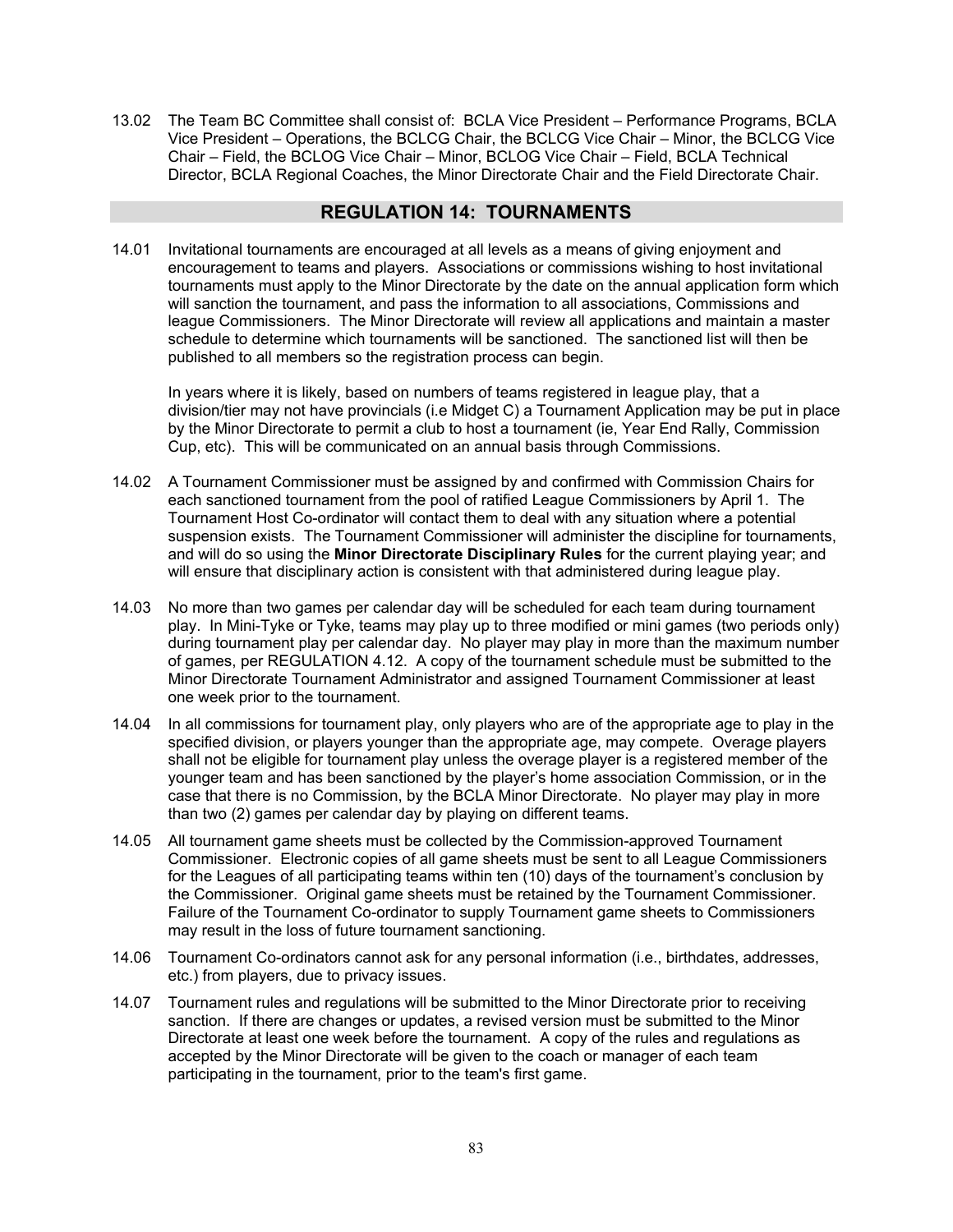13.02 The Team BC Committee shall consist of: BCLA Vice President – Performance Programs, BCLA Vice President – Operations, the BCLCG Chair, the BCLCG Vice Chair – Minor, the BCLCG Vice Chair – Field, the BCLOG Vice Chair – Minor, BCLOG Vice Chair – Field, BCLA Technical Director, BCLA Regional Coaches, the Minor Directorate Chair and the Field Directorate Chair.

## REGULATION 14: TOURNAMENTS

14.01 Invitational tournaments are encouraged at all levels as a means of giving enjoyment and encouragement to teams and players. Associations or commissions wishing to host invitational tournaments must apply to the Minor Directorate by the date on the annual application form which will sanction the tournament, and pass the information to all associations, Commissions and league Commissioners. The Minor Directorate will review all applications and maintain a master schedule to determine which tournaments will be sanctioned. The sanctioned list will then be published to all members so the registration process can begin.

In years where it is likely, based on numbers of teams registered in league play, that a division/tier may not have provincials (i.e Midget C) a Tournament Application may be put in place by the Minor Directorate to permit a club to host a tournament (ie, Year End Rally, Commission Cup, etc). This will be communicated on an annual basis through Commissions.

14.02 A Tournament Commissioner must be assigned by and confirmed with Commission Chairs for each sanctioned tournament from the pool of ratified League Commissioners by April 1. The Tournament Host Co-ordinator will contact them to deal with any situation where a potential suspension exists. The Tournament Commissioner will administer the discipline for tournaments, and will do so using the **Minor Directorate Disciplinary Rules** for the current playing year; and will ensure that disciplinary action is consistent with that administered during league play.

14.03 No more than two games per calendar day will be scheduled for each team during tournament play. In Mini-Tyke or Tyke, teams may play up to three modified or mini games (two periods only) during tournament play per calendar day. No player may play in more than the maximum number of games, per REGULATION 4.12. A copy of the tournament schedule must be submitted to the Minor Directorate Tournament Administrator and assigned Tournament Commissioner at least one week prior to the tournament.

14.04 In all commissions for tournament play, only players who are of the appropriate age to play in the specified division, or players younger than the appropriate age, may compete. Overage players shall not be eligible for tournament play unless the overage player is a registered member of the younger team and has been sanctioned by the player's home association Commission, or in the case that there is no Commission, by the BCLA Minor Directorate. No player may play in more than two (2) games per calendar day by playing on different teams.

14.05 All tournament game sheets must be collected by the Commission-approved Tournament Commissioner. Electronic copies of all game sheets must be sent to all League Commissioners for the Leagues of all participating teams within ten (10) days of the tournament's conclusion by the Commissioner. Original game sheets must be retained by the Tournament Commissioner. Failure of the Tournament Co-ordinator to supply Tournament game sheets to Commissioners may result in the loss of future tournament sanctioning.

14.06 Tournament Co-ordinators cannot ask for any personal information (i.e., birthdates, addresses, etc.) from players, due to privacy issues.

14.07 Tournament rules and regulations will be submitted to the Minor Directorate prior to receiving sanction. If there are changes or updates, a revised version must be submitted to the Minor Directorate at least one week before the tournament. A copy of the rules and regulations as accepted by the Minor Directorate will be given to the coach or manager of each team participating in the tournament, prior to the team's first game.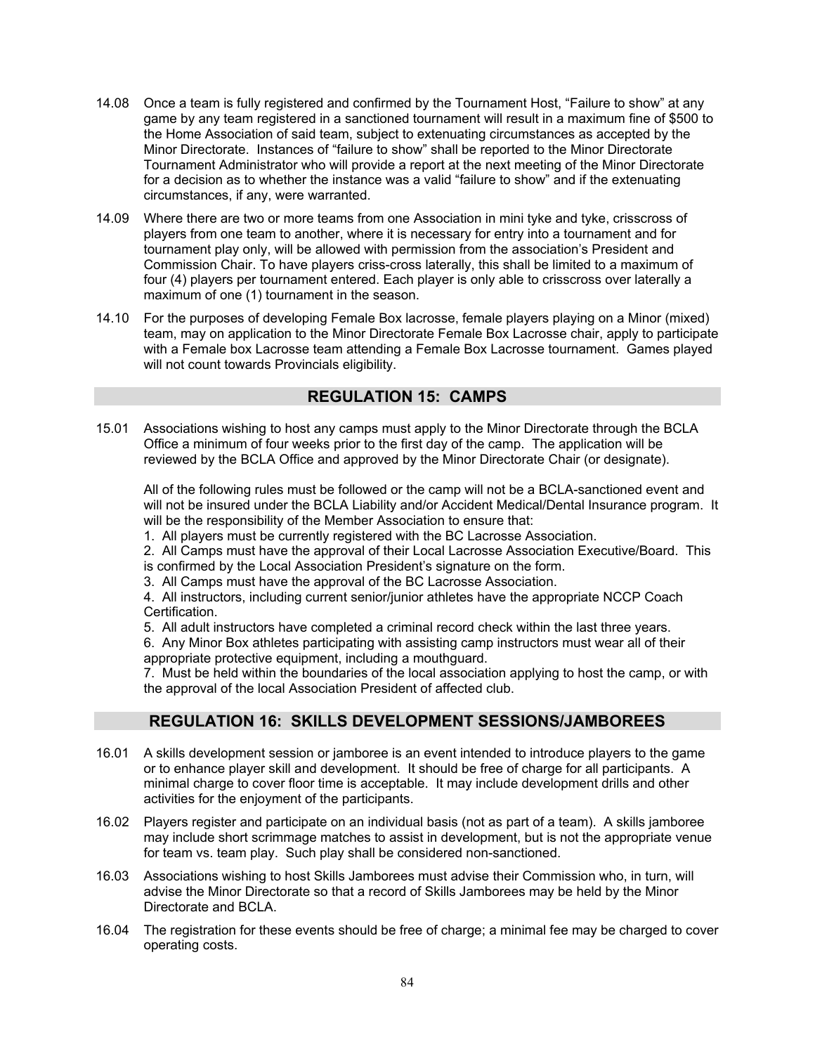14.08 Once a team is fully registered and confirmed by the Tournament Host, "Failure to show" at any game by any team registered in a sanctioned tournament will result in a maximum fine of $500 to the Home Association of said team, subject to extenuating circumstances as accepted by the Minor Directorate. Instances of "failure to show" shall be reported to the Minor Directorate Tournament Administrator who will provide a report at the next meeting of the Minor Directorate for a decision as to whether the instance was a valid "failure to show" and if the extenuating circumstances, if any, were warranted.

14.09 Where there are two or more teams from one Association in mini tyke and tyke, crisscross of players from one team to another, where it is necessary for entry into a tournament and for tournament play only, will be allowed with permission from the association's President and Commission Chair. To have players criss-cross laterally, this shall be limited to a maximum of four (4) players per tournament entered. Each player is only able to crisscross over laterally a maximum of one (1) tournament in the season.

14.10 For the purposes of developing Female Box lacrosse, female players playing on a Minor (mixed) team, may on application to the Minor Directorate Female Box Lacrosse chair, apply to participate with a Female box Lacrosse team attending a Female Box Lacrosse tournament. Games played will not count towards Provincials eligibility.

## REGULATION 15: CAMPS

15.01 Associations wishing to host any camps must apply to the Minor Directorate through the BCLA Office a minimum of four weeks prior to the first day of the camp. The application will be reviewed by the BCLA Office and approved by the Minor Directorate Chair (or designate).

All of the following rules must be followed or the camp will not be a BCLA-sanctioned event and will not be insured under the BCLA Liability and/or Accident Medical/Dental Insurance program. It will be the responsibility of the Member Association to ensure that:

1. All players must be currently registered with the BC Lacrosse Association.
2. All Camps must have the approval of their Local Lacrosse Association Executive/Board. This is confirmed by the Local Association President's signature on the form.
3. All Camps must have the approval of the BC Lacrosse Association.
4. All instructors, including current senior/junior athletes have the appropriate NCCP Coach Certification.
5. All adult instructors have completed a criminal record check within the last three years.
6. Any Minor Box athletes participating with assisting camp instructors must wear all of their appropriate protective equipment, including a mouthguard.
7. Must be held within the boundaries of the local association applying to host the camp, or with the approval of the local Association President of affected club.

## REGULATION 16: SKILLS DEVELOPMENT SESSIONS/JAMBOREES

16.01 A skills development session or jamboree is an event intended to introduce players to the game or to enhance player skill and development. It should be free of charge for all participants. A minimal charge to cover floor time is acceptable. It may include development drills and other activities for the enjoyment of the participants.

16.02 Players register and participate on an individual basis (not as part of a team). A skills jamboree may include short scrimmage matches to assist in development, but is not the appropriate venue for team vs. team play. Such play shall be considered non-sanctioned.

16.03 Associations wishing to host Skills Jamborees must advise their Commission who, in turn, will advise the Minor Directorate so that a record of Skills Jamborees may be held by the Minor Directorate and BCLA.

16.04 The registration for these events should be free of charge; a minimal fee may be charged to cover operating costs.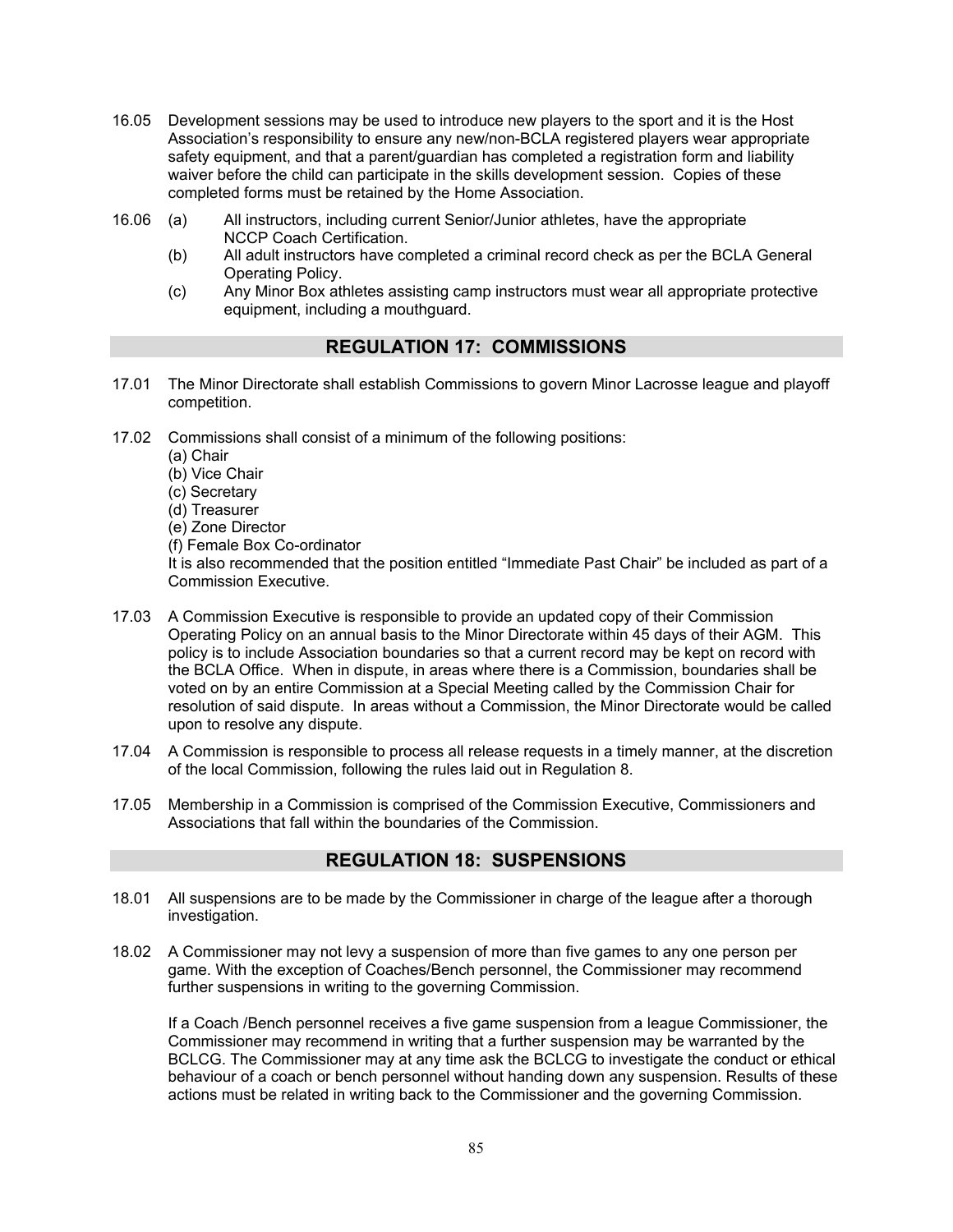16.05 Development sessions may be used to introduce new players to the sport and it is the Host Association's responsibility to ensure any new/non-BCLA registered players wear appropriate safety equipment, and that a parent/guardian has completed a registration form and liability waiver before the child can participate in the skills development session. Copies of these completed forms must be retained by the Home Association.

16.06 (a) All instructors, including current Senior/Junior athletes, have the appropriate NCCP Coach Certification.

(b) All adult instructors have completed a criminal record check as per the BCLA General Operating Policy.

(c) Any Minor Box athletes assisting camp instructors must wear all appropriate protective equipment, including a mouthguard.

## REGULATION 17: COMMISSIONS

17.01 The Minor Directorate shall establish Commissions to govern Minor Lacrosse league and playoff competition.

17.02 Commissions shall consist of a minimum of the following positions:

(a) Chair
(b) Vice Chair
(c) Secretary
(d) Treasurer
(e) Zone Director
(f) Female Box Co-ordinator

It is also recommended that the position entitled "Immediate Past Chair" be included as part of a Commission Executive.

17.03 A Commission Executive is responsible to provide an updated copy of their Commission Operating Policy on an annual basis to the Minor Directorate within 45 days of their AGM. This policy is to include Association boundaries so that a current record may be kept on record with the BCLA Office. When in dispute, in areas where there is a Commission, boundaries shall be voted on by an entire Commission at a Special Meeting called by the Commission Chair for resolution of said dispute. In areas without a Commission, the Minor Directorate would be called upon to resolve any dispute.

17.04 A Commission is responsible to process all release requests in a timely manner, at the discretion of the local Commission, following the rules laid out in Regulation 8.

17.05 Membership in a Commission is comprised of the Commission Executive, Commissioners and Associations that fall within the boundaries of the Commission.

## REGULATION 18: SUSPENSIONS

18.01 All suspensions are to be made by the Commissioner in charge of the league after a thorough investigation.

18.02 A Commissioner may not levy a suspension of more than five games to any one person per game. With the exception of Coaches/Bench personnel, the Commissioner may recommend further suspensions in writing to the governing Commission.

If a Coach /Bench personnel receives a five game suspension from a league Commissioner, the Commissioner may recommend in writing that a further suspension may be warranted by the BCLCG. The Commissioner may at any time ask the BCLCG to investigate the conduct or ethical behaviour of a coach or bench personnel without handing down any suspension. Results of these actions must be related in writing back to the Commissioner and the governing Commission.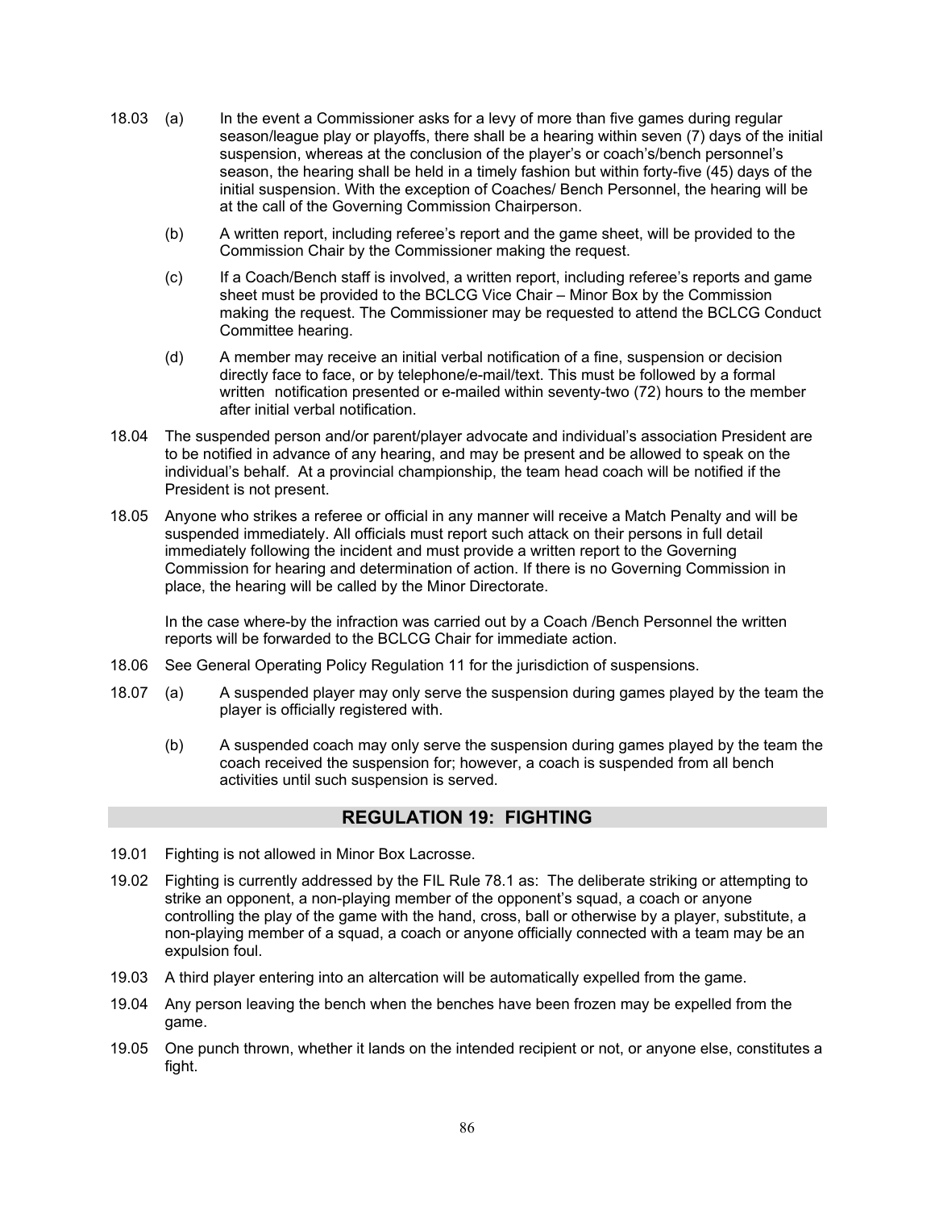18.03 (a) In the event a Commissioner asks for a levy of more than five games during regular season/league play or playoffs, there shall be a hearing within seven (7) days of the initial suspension, whereas at the conclusion of the player's or coach's/bench personnel's season, the hearing shall be held in a timely fashion but within forty-five (45) days of the initial suspension. With the exception of Coaches/ Bench Personnel, the hearing will be at the call of the Governing Commission Chairperson.

(b) A written report, including referee's report and the game sheet, will be provided to the Commission Chair by the Commissioner making the request.

(c) If a Coach/Bench staff is involved, a written report, including referee's reports and game sheet must be provided to the BCLCG Vice Chair – Minor Box by the Commission making the request. The Commissioner may be requested to attend the BCLCG Conduct Committee hearing.

(d) A member may receive an initial verbal notification of a fine, suspension or decision directly face to face, or by telephone/e-mail/text. This must be followed by a formal written notification presented or e-mailed within seventy-two (72) hours to the member after initial verbal notification.

18.04 The suspended person and/or parent/player advocate and individual's association President are to be notified in advance of any hearing, and may be present and be allowed to speak on the individual's behalf. At a provincial championship, the team head coach will be notified if the President is not present.

18.05 Anyone who strikes a referee or official in any manner will receive a Match Penalty and will be suspended immediately. All officials must report such attack on their persons in full detail immediately following the incident and must provide a written report to the Governing Commission for hearing and determination of action. If there is no Governing Commission in place, the hearing will be called by the Minor Directorate.

In the case where-by the infraction was carried out by a Coach /Bench Personnel the written reports will be forwarded to the BCLCG Chair for immediate action.

18.06 See General Operating Policy Regulation 11 for the jurisdiction of suspensions.

18.07 (a) A suspended player may only serve the suspension during games played by the team the player is officially registered with.

(b) A suspended coach may only serve the suspension during games played by the team the coach received the suspension for; however, a coach is suspended from all bench activities until such suspension is served.

## REGULATION 19: FIGHTING

19.01 Fighting is not allowed in Minor Box Lacrosse.

19.02 Fighting is currently addressed by the FIL Rule 78.1 as: The deliberate striking or attempting to strike an opponent, a non-playing member of the opponent's squad, a coach or anyone controlling the play of the game with the hand, cross, ball or otherwise by a player, substitute, a non-playing member of a squad, a coach or anyone officially connected with a team may be an expulsion foul.

19.03 A third player entering into an altercation will be automatically expelled from the game.

19.04 Any person leaving the bench when the benches have been frozen may be expelled from the game.

19.05 One punch thrown, whether it lands on the intended recipient or not, or anyone else, constitutes a fight.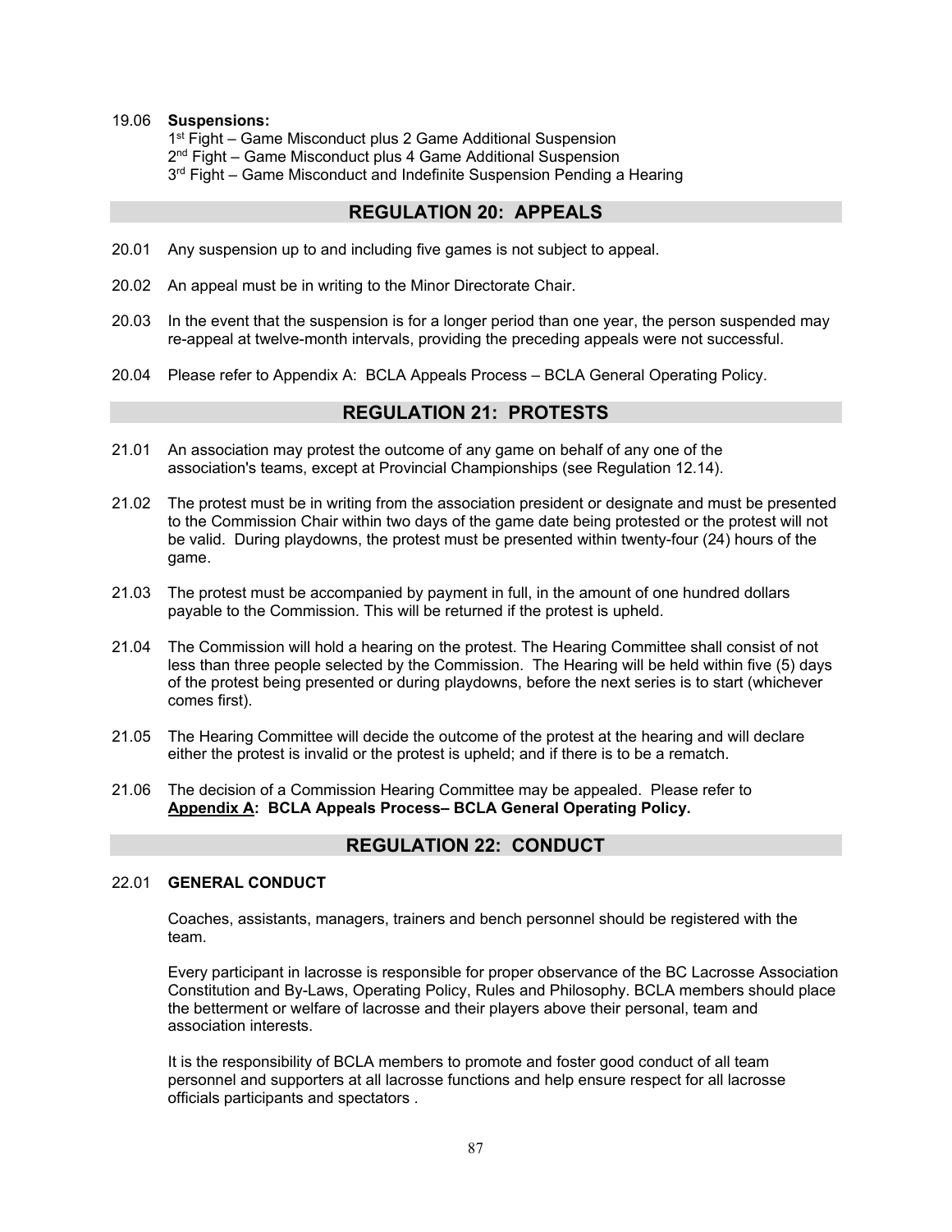19.06 **Suspensions:**

1st Fight – Game Misconduct plus 2 Game Additional Suspension
2nd Fight – Game Misconduct plus 4 Game Additional Suspension
3rd Fight – Game Misconduct and Indefinite Suspension Pending a Hearing

## REGULATION 20: APPEALS

20.01 Any suspension up to and including five games is not subject to appeal.

20.02 An appeal must be in writing to the Minor Directorate Chair.

20.03 In the event that the suspension is for a longer period than one year, the person suspended may re-appeal at twelve-month intervals, providing the preceding appeals were not successful.

20.04 Please refer to Appendix A: BCLA Appeals Process – BCLA General Operating Policy.

## REGULATION 21: PROTESTS

21.01 An association may protest the outcome of any game on behalf of any one of the association's teams, except at Provincial Championships (see Regulation 12.14).

21.02 The protest must be in writing from the association president or designate and must be presented to the Commission Chair within two days of the game date being protested or the protest will not be valid. During playdowns, the protest must be presented within twenty-four (24) hours of the game.

21.03 The protest must be accompanied by payment in full, in the amount of one hundred dollars payable to the Commission. This will be returned if the protest is upheld.

21.04 The Commission will hold a hearing on the protest. The Hearing Committee shall consist of not less than three people selected by the Commission. The Hearing will be held within five (5) days of the protest being presented or during playdowns, before the next series is to start (whichever comes first).

21.05 The Hearing Committee will decide the outcome of the protest at the hearing and will declare either the protest is invalid or the protest is upheld; and if there is to be a rematch.

21.06 The decision of a Commission Hearing Committee may be appealed. Please refer to **Appendix A: BCLA Appeals Process– BCLA General Operating Policy.**

## REGULATION 22: CONDUCT

22.01 **GENERAL CONDUCT**

Coaches, assistants, managers, trainers and bench personnel should be registered with the team.

Every participant in lacrosse is responsible for proper observance of the BC Lacrosse Association Constitution and By-Laws, Operating Policy, Rules and Philosophy. BCLA members should place the betterment or welfare of lacrosse and their players above their personal, team and association interests.

It is the responsibility of BCLA members to promote and foster good conduct of all team personnel and supporters at all lacrosse functions and help ensure respect for all lacrosse officials participants and spectators .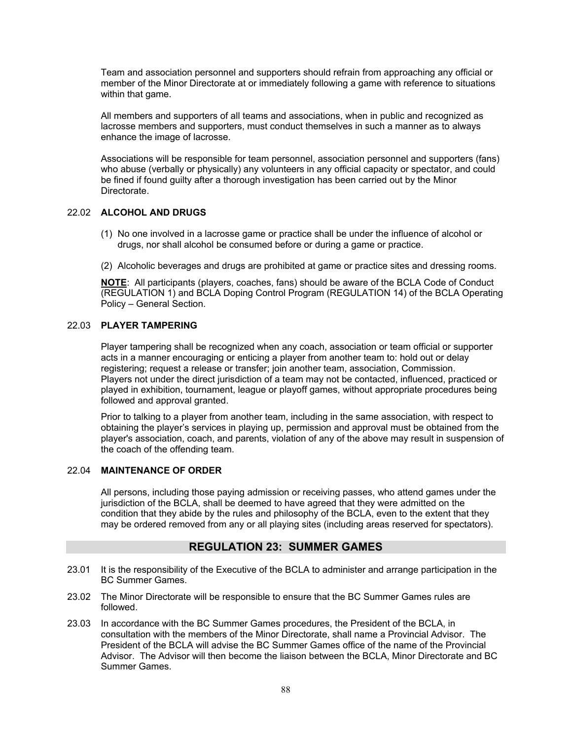Team and association personnel and supporters should refrain from approaching any official or member of the Minor Directorate at or immediately following a game with reference to situations within that game.

All members and supporters of all teams and associations, when in public and recognized as lacrosse members and supporters, must conduct themselves in such a manner as to always enhance the image of lacrosse.

Associations will be responsible for team personnel, association personnel and supporters (fans) who abuse (verbally or physically) any volunteers in any official capacity or spectator, and could be fined if found guilty after a thorough investigation has been carried out by the Minor Directorate.

### 22.02 ALCOHOL AND DRUGS

(1) No one involved in a lacrosse game or practice shall be under the influence of alcohol or drugs, nor shall alcohol be consumed before or during a game or practice.

(2) Alcoholic beverages and drugs are prohibited at game or practice sites and dressing rooms.

**NOTE**: All participants (players, coaches, fans) should be aware of the BCLA Code of Conduct (REGULATION 1) and BCLA Doping Control Program (REGULATION 14) of the BCLA Operating Policy – General Section.

### 22.03 PLAYER TAMPERING

Player tampering shall be recognized when any coach, association or team official or supporter acts in a manner encouraging or enticing a player from another team to: hold out or delay registering; request a release or transfer; join another team, association, Commission. Players not under the direct jurisdiction of a team may not be contacted, influenced, practiced or played in exhibition, tournament, league or playoff games, without appropriate procedures being followed and approval granted.

Prior to talking to a player from another team, including in the same association, with respect to obtaining the player's services in playing up, permission and approval must be obtained from the player's association, coach, and parents, violation of any of the above may result in suspension of the coach of the offending team.

### 22.04 MAINTENANCE OF ORDER

All persons, including those paying admission or receiving passes, who attend games under the jurisdiction of the BCLA, shall be deemed to have agreed that they were admitted on the condition that they abide by the rules and philosophy of the BCLA, even to the extent that they may be ordered removed from any or all playing sites (including areas reserved for spectators).

## REGULATION 23: SUMMER GAMES

23.01 It is the responsibility of the Executive of the BCLA to administer and arrange participation in the BC Summer Games.

23.02 The Minor Directorate will be responsible to ensure that the BC Summer Games rules are followed.

23.03 In accordance with the BC Summer Games procedures, the President of the BCLA, in consultation with the members of the Minor Directorate, shall name a Provincial Advisor. The President of the BCLA will advise the BC Summer Games office of the name of the Provincial Advisor. The Advisor will then become the liaison between the BCLA, Minor Directorate and BC Summer Games.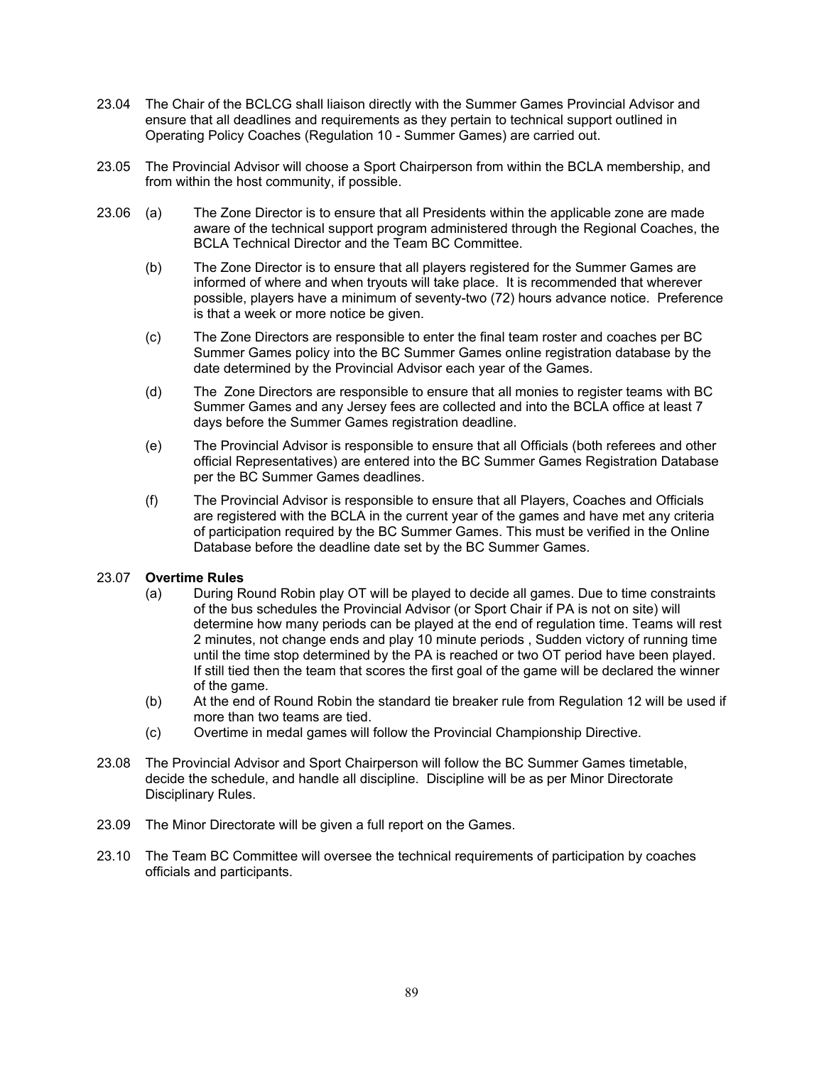23.04 The Chair of the BCLCG shall liaison directly with the Summer Games Provincial Advisor and ensure that all deadlines and requirements as they pertain to technical support outlined in Operating Policy Coaches (Regulation 10 - Summer Games) are carried out.

23.05 The Provincial Advisor will choose a Sport Chairperson from within the BCLA membership, and from within the host community, if possible.

23.06 (a) The Zone Director is to ensure that all Presidents within the applicable zone are made aware of the technical support program administered through the Regional Coaches, the BCLA Technical Director and the Team BC Committee.

(b) The Zone Director is to ensure that all players registered for the Summer Games are informed of where and when tryouts will take place. It is recommended that wherever possible, players have a minimum of seventy-two (72) hours advance notice. Preference is that a week or more notice be given.

(c) The Zone Directors are responsible to enter the final team roster and coaches per BC Summer Games policy into the BC Summer Games online registration database by the date determined by the Provincial Advisor each year of the Games.

(d) The Zone Directors are responsible to ensure that all monies to register teams with BC Summer Games and any Jersey fees are collected and into the BCLA office at least 7 days before the Summer Games registration deadline.

(e) The Provincial Advisor is responsible to ensure that all Officials (both referees and other official Representatives) are entered into the BC Summer Games Registration Database per the BC Summer Games deadlines.

(f) The Provincial Advisor is responsible to ensure that all Players, Coaches and Officials are registered with the BCLA in the current year of the games and have met any criteria of participation required by the BC Summer Games. This must be verified in the Online Database before the deadline date set by the BC Summer Games.

23.07 **Overtime Rules**

(a) During Round Robin play OT will be played to decide all games. Due to time constraints of the bus schedules the Provincial Advisor (or Sport Chair if PA is not on site) will determine how many periods can be played at the end of regulation time. Teams will rest 2 minutes, not change ends and play 10 minute periods , Sudden victory of running time until the time stop determined by the PA is reached or two OT period have been played. If still tied then the team that scores the first goal of the game will be declared the winner of the game.

(b) At the end of Round Robin the standard tie breaker rule from Regulation 12 will be used if more than two teams are tied.

(c) Overtime in medal games will follow the Provincial Championship Directive.

23.08 The Provincial Advisor and Sport Chairperson will follow the BC Summer Games timetable, decide the schedule, and handle all discipline. Discipline will be as per Minor Directorate Disciplinary Rules.

23.09 The Minor Directorate will be given a full report on the Games.

23.10 The Team BC Committee will oversee the technical requirements of participation by coaches officials and participants.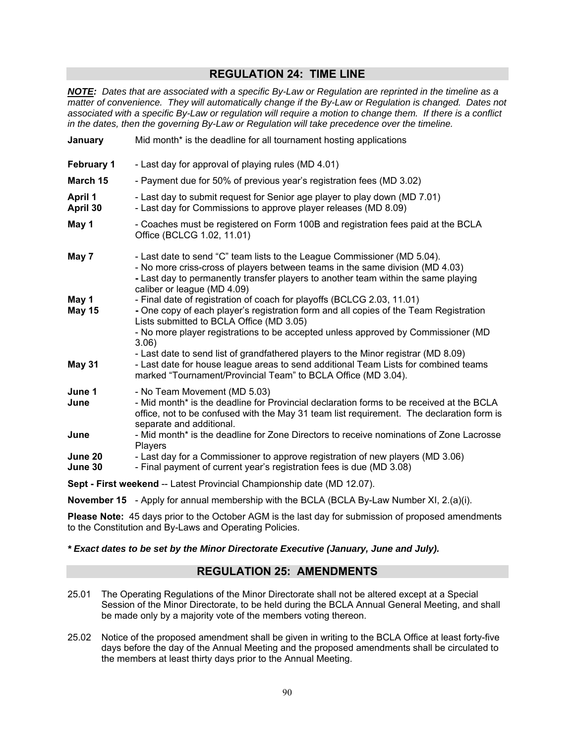## REGULATION 24: TIME LINE

***NOTE:** Dates that are associated with a specific By-Law or Regulation are reprinted in the timeline as a matter of convenience. They will automatically change if the By-Law or Regulation is changed. Dates not associated with a specific By-Law or regulation will require a motion to change them. If there is a conflict in the dates, then the governing By-Law or Regulation will take precedence over the timeline.*

| | |
|---|---|
| **January** | Mid month* is the deadline for all tournament hosting applications |
| **February 1** | - Last day for approval of playing rules (MD 4.01) |
| **March 15** | - Payment due for 50% of previous year's registration fees (MD 3.02) |
| **April 1** | - Last day to submit request for Senior age player to play down (MD 7.01) |
| **April 30** | - Last day for Commissions to approve player releases (MD 8.09) |
| **May 1** | - Coaches must be registered on Form 100B and registration fees paid at the BCLA Office (BCLCG 1.02, 11.01) |
| **May 7** | - Last date to send "C" team lists to the League Commissioner (MD 5.04).<br>- No more criss-cross of players between teams in the same division (MD 4.03)<br>- Last day to permanently transfer players to another team within the same playing caliber or league (MD 4.09) |
| **May 1** | - Final date of registration of coach for playoffs (BCLCG 2.03, 11.01) |
| **May 15** | - One copy of each player's registration form and all copies of the Team Registration Lists submitted to BCLA Office (MD 3.05)<br>- No more player registrations to be accepted unless approved by Commissioner (MD 3.06)<br>- Last date to send list of grandfathered players to the Minor registrar (MD 8.09) |
| **May 31** | - Last date for house league areas to send additional Team Lists for combined teams marked "Tournament/Provincial Team" to BCLA Office (MD 3.04). |
| **June 1** | - No Team Movement (MD 5.03) |
| **June** | - Mid month* is the deadline for Provincial declaration forms to be received at the BCLA office, not to be confused with the May 31 team list requirement. The declaration form is separate and additional. |
| **June** | - Mid month* is the deadline for Zone Directors to receive nominations of Zone Lacrosse Players |
| **June 20** | - Last day for a Commissioner to approve registration of new players (MD 3.06) |
| **June 30** | - Final payment of current year's registration fees is due (MD 3.08) |

**Sept - First weekend** -- Latest Provincial Championship date (MD 12.07).

**November 15** - Apply for annual membership with the BCLA (BCLA By-Law Number XI, 2.(a)(i).

**Please Note:** 45 days prior to the October AGM is the last day for submission of proposed amendments to the Constitution and By-Laws and Operating Policies.

***\* Exact dates to be set by the Minor Directorate Executive (January, June and July).***

## REGULATION 25: AMENDMENTS

25.01 The Operating Regulations of the Minor Directorate shall not be altered except at a Special Session of the Minor Directorate, to be held during the BCLA Annual General Meeting, and shall be made only by a majority vote of the members voting thereon.

25.02 Notice of the proposed amendment shall be given in writing to the BCLA Office at least forty-five days before the day of the Annual Meeting and the proposed amendments shall be circulated to the members at least thirty days prior to the Annual Meeting.